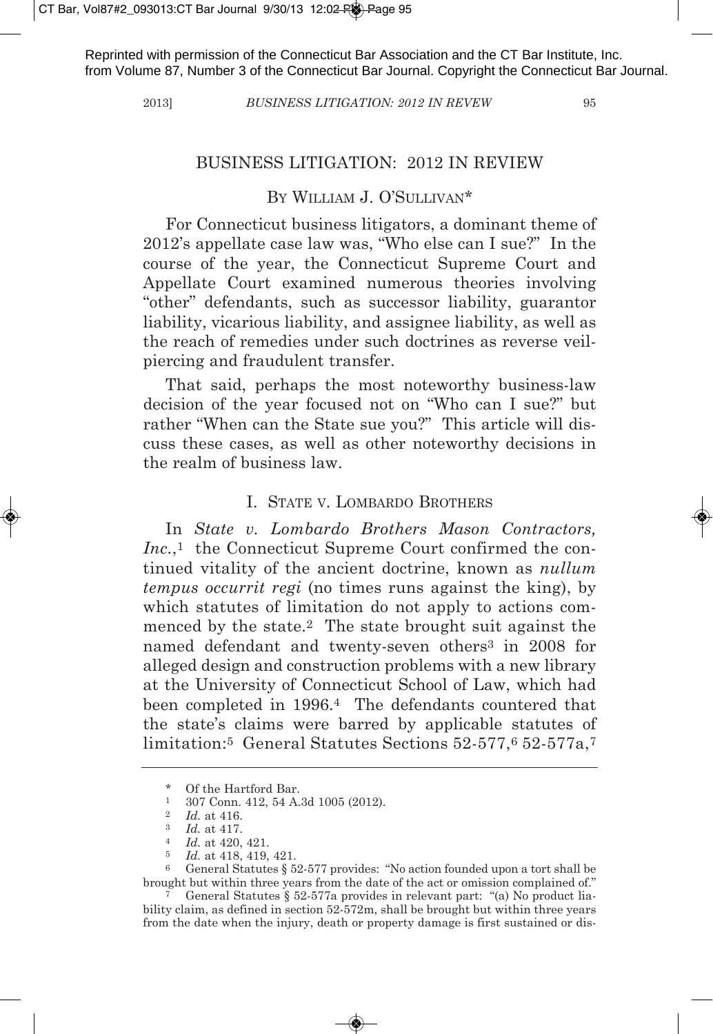Reprinted with permission of the Connecticut Bar Association and the CT Bar Institute, Inc. from Volume 87, Number 3 of the Connecticut Bar Journal. Copyright the Connecticut Bar Journal.

# BUSINESS LITIGATION: 2012 IN REVIEW

By William J. O'Sullivan*

For Connecticut business litigators, a dominant theme of 2012's appellate case law was, "Who else can I sue?" In the course of the year, the Connecticut Supreme Court and Appellate Court examined numerous theories involving "other" defendants, such as successor liability, guarantor liability, vicarious liability, and assignee liability, as well as the reach of remedies under such doctrines as reverse veil-piercing and fraudulent transfer.

That said, perhaps the most noteworthy business-law decision of the year focused not on "Who can I sue?" but rather "When can the State sue you?" This article will discuss these cases, as well as other noteworthy decisions in the realm of business law.

## I. State v. Lombardo Brothers

In *State v. Lombardo Brothers Mason Contractors, Inc.*,[1] the Connecticut Supreme Court confirmed the continued vitality of the ancient doctrine, known as *nullum tempus occurrit regi* (no times runs against the king), by which statutes of limitation do not apply to actions commenced by the state.[2] The state brought suit against the named defendant and twenty-seven others[3] in 2008 for alleged design and construction problems with a new library at the University of Connecticut School of Law, which had been completed in 1996.[4] The defendants countered that the state's claims were barred by applicable statutes of limitation:[5] General Statutes Sections 52-577,[6] 52-577a,[7]

---

\* Of the Hartford Bar.

[1] 307 Conn. 412, 54 A.3d 1005 (2012).

[2] *Id.* at 416.

[3] *Id.* at 417.

[4] *Id.* at 420, 421.

[5] *Id.* at 418, 419, 421.

[6] General Statutes § 52-577 provides: "No action founded upon a tort shall be brought but within three years from the date of the act or omission complained of."

[7] General Statutes § 52-577a provides in relevant part: "(a) No product liability claim, as defined in section 52-572m, shall be brought but within three years from the date when the injury, death or property damage is first sustained or dis-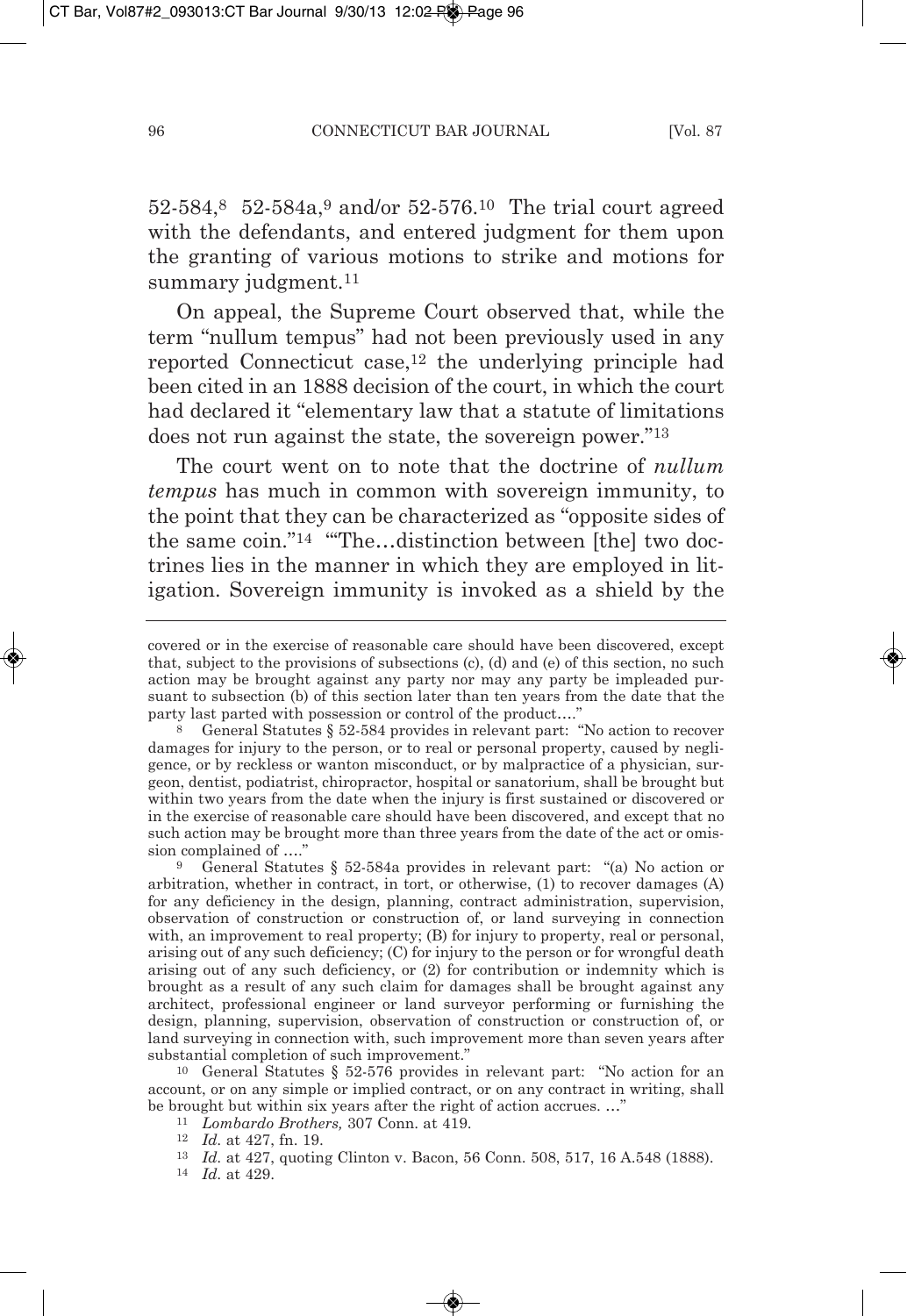52-584,[8] 52-584a,[9] and/or 52-576.[10] The trial court agreed with the defendants, and entered judgment for them upon the granting of various motions to strike and motions for summary judgment.[11]

On appeal, the Supreme Court observed that, while the term "nullum tempus" had not been previously used in any reported Connecticut case,[12] the underlying principle had been cited in an 1888 decision of the court, in which the court had declared it "elementary law that a statute of limitations does not run against the state, the sovereign power."[13]

The court went on to note that the doctrine of *nullum tempus* has much in common with sovereign immunity, to the point that they can be characterized as "opposite sides of the same coin."[14] "'The…distinction between [the] two doctrines lies in the manner in which they are employed in litigation. Sovereign immunity is invoked as a shield by the

---

covered or in the exercise of reasonable care should have been discovered, except that, subject to the provisions of subsections (c), (d) and (e) of this section, no such action may be brought against any party nor may any party be impleaded pursuant to subsection (b) of this section later than ten years from the date that the party last parted with possession or control of the product…."

[8] General Statutes § 52-584 provides in relevant part: "No action to recover damages for injury to the person, or to real or personal property, caused by negligence, or by reckless or wanton misconduct, or by malpractice of a physician, surgeon, dentist, podiatrist, chiropractor, hospital or sanatorium, shall be brought but within two years from the date when the injury is first sustained or discovered or in the exercise of reasonable care should have been discovered, and except that no such action may be brought more than three years from the date of the act or omission complained of …."

[9] General Statutes § 52-584a provides in relevant part: "(a) No action or arbitration, whether in contract, in tort, or otherwise, (1) to recover damages (A) for any deficiency in the design, planning, contract administration, supervision, observation of construction or construction of, or land surveying in connection with, an improvement to real property; (B) for injury to property, real or personal, arising out of any such deficiency; (C) for injury to the person or for wrongful death arising out of any such deficiency, or (2) for contribution or indemnity which is brought as a result of any such claim for damages shall be brought against any architect, professional engineer or land surveyor performing or furnishing the design, planning, supervision, observation of construction or construction of, or land surveying in connection with, such improvement more than seven years after substantial completion of such improvement."

[10] General Statutes § 52-576 provides in relevant part: "No action for an account, or on any simple or implied contract, or on any contract in writing, shall be brought but within six years after the right of action accrues. …"

[11] *Lombardo Brothers,* 307 Conn. at 419.

[12] *Id.* at 427, fn. 19.

[13] *Id.* at 427, quoting Clinton v. Bacon, 56 Conn. 508, 517, 16 A.548 (1888).

[14] *Id.* at 429.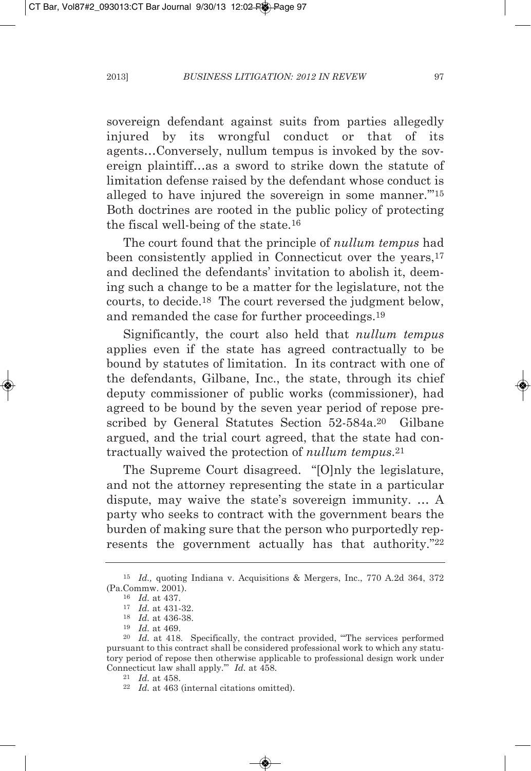sovereign defendant against suits from parties allegedly injured by its wrongful conduct or that of its agents…Conversely, nullum tempus is invoked by the sovereign plaintiff…as a sword to strike down the statute of limitation defense raised by the defendant whose conduct is alleged to have injured the sovereign in some manner.'"[15] Both doctrines are rooted in the public policy of protecting the fiscal well-being of the state.[16]

The court found that the principle of *nullum tempus* had been consistently applied in Connecticut over the years,[17] and declined the defendants' invitation to abolish it, deeming such a change to be a matter for the legislature, not the courts, to decide.[18] The court reversed the judgment below, and remanded the case for further proceedings.[19]

Significantly, the court also held that *nullum tempus* applies even if the state has agreed contractually to be bound by statutes of limitation. In its contract with one of the defendants, Gilbane, Inc., the state, through its chief deputy commissioner of public works (commissioner), had agreed to be bound by the seven year period of repose prescribed by General Statutes Section 52-584a.[20] Gilbane argued, and the trial court agreed, that the state had contractually waived the protection of *nullum tempus*.[21]

The Supreme Court disagreed. "[O]nly the legislature, and not the attorney representing the state in a particular dispute, may waive the state's sovereign immunity. … A party who seeks to contract with the government bears the burden of making sure that the person who purportedly represents the government actually has that authority."[22]

---

[15] *Id.,* quoting Indiana v. Acquisitions & Mergers, Inc., 770 A.2d 364, 372 (Pa.Commw. 2001).

[16] *Id.* at 437.

[17] *Id.* at 431-32.

[18] *Id.* at 436-38.

[19] *Id.* at 469.

[20] *Id.* at 418. Specifically, the contract provided, "'The services performed pursuant to this contract shall be considered professional work to which any statutory period of repose then otherwise applicable to professional design work under Connecticut law shall apply.'" *Id.* at 458.

[21] *Id.* at 458.

[22] *Id.* at 463 (internal citations omitted).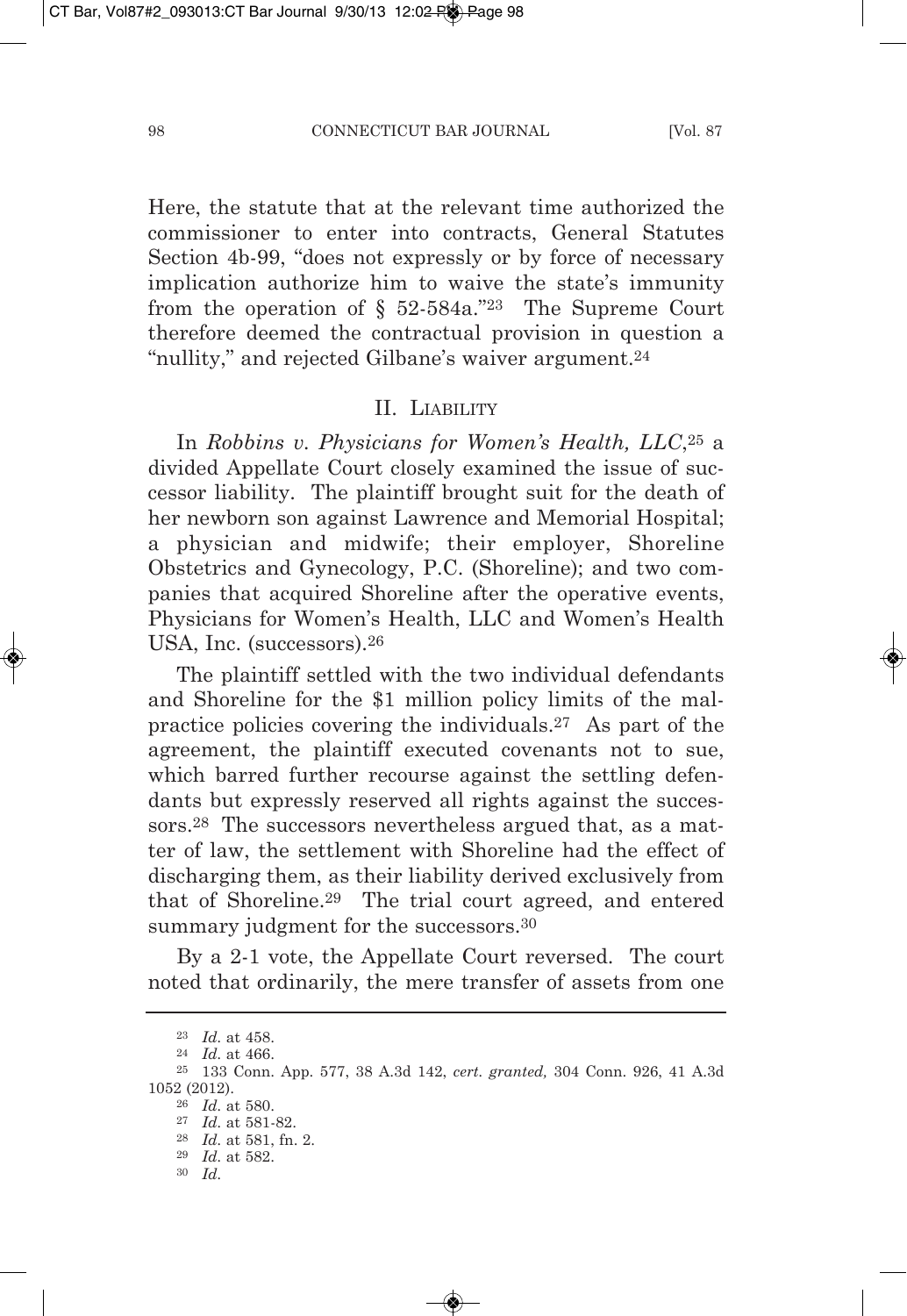Here, the statute that at the relevant time authorized the commissioner to enter into contracts, General Statutes Section 4b-99, "does not expressly or by force of necessary implication authorize him to waive the state's immunity from the operation of § 52-584a."[23] The Supreme Court therefore deemed the contractual provision in question a "nullity," and rejected Gilbane's waiver argument.[24]

## II. Liability

In *Robbins v. Physicians for Women's Health, LLC*,[25] a divided Appellate Court closely examined the issue of successor liability. The plaintiff brought suit for the death of her newborn son against Lawrence and Memorial Hospital; a physician and midwife; their employer, Shoreline Obstetrics and Gynecology, P.C. (Shoreline); and two companies that acquired Shoreline after the operative events, Physicians for Women's Health, LLC and Women's Health USA, Inc. (successors).[26]

The plaintiff settled with the two individual defendants and Shoreline for the $1 million policy limits of the malpractice policies covering the individuals.[27] As part of the agreement, the plaintiff executed covenants not to sue, which barred further recourse against the settling defendants but expressly reserved all rights against the successors.[28] The successors nevertheless argued that, as a matter of law, the settlement with Shoreline had the effect of discharging them, as their liability derived exclusively from that of Shoreline.[29] The trial court agreed, and entered summary judgment for the successors.[30]

By a 2-1 vote, the Appellate Court reversed. The court noted that ordinarily, the mere transfer of assets from one

---

[23] *Id.* at 458.

[24] *Id.* at 466.

[25] 133 Conn. App. 577, 38 A.3d 142, *cert. granted,* 304 Conn. 926, 41 A.3d 1052 (2012).

[26] *Id.* at 580.

[27] *Id.* at 581-82.

[28] *Id.* at 581, fn. 2.

[29] *Id.* at 582.

[30] *Id.*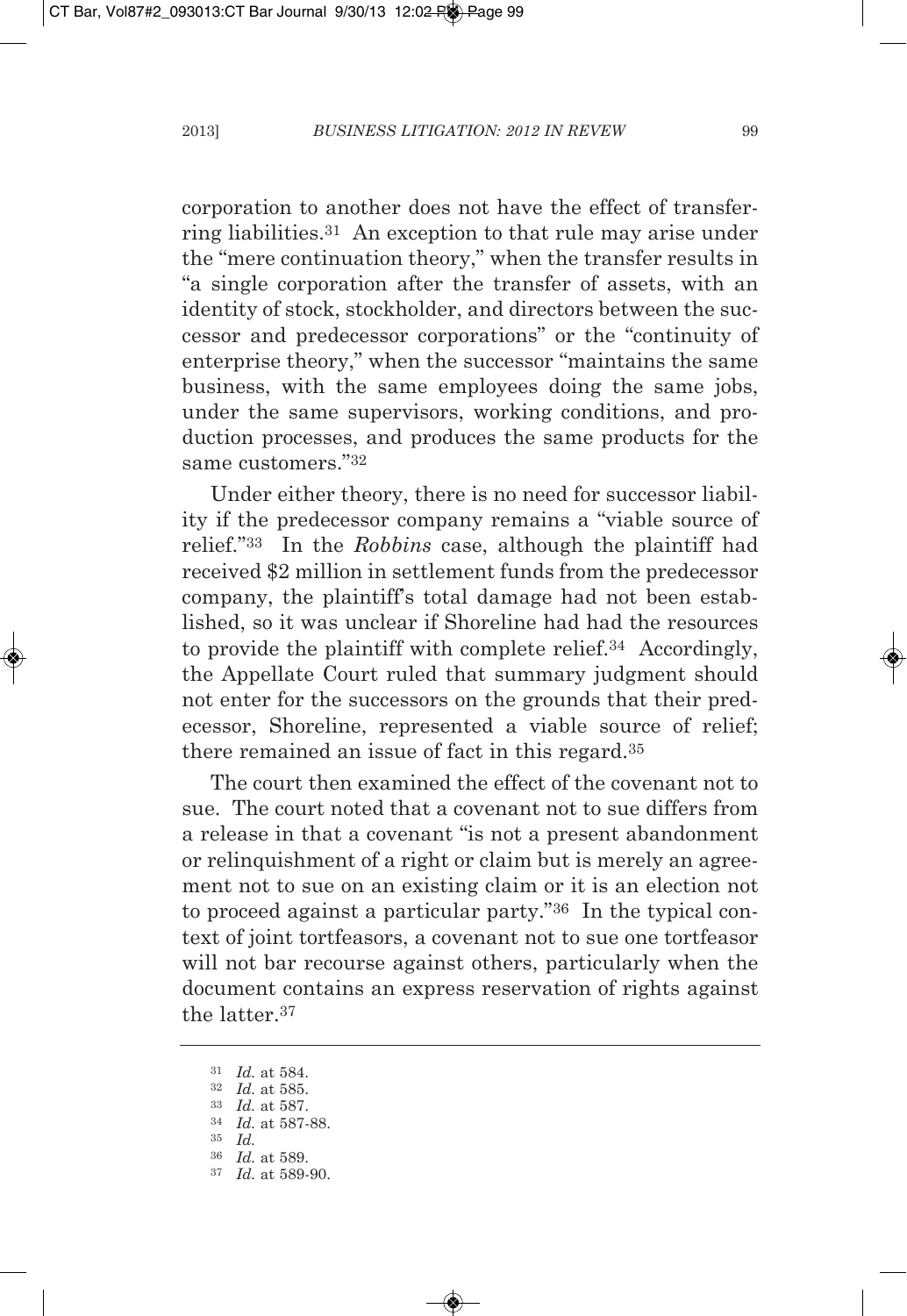corporation to another does not have the effect of transferring liabilities.[31] An exception to that rule may arise under the "mere continuation theory," when the transfer results in "a single corporation after the transfer of assets, with an identity of stock, stockholder, and directors between the successor and predecessor corporations" or the "continuity of enterprise theory," when the successor "maintains the same business, with the same employees doing the same jobs, under the same supervisors, working conditions, and production processes, and produces the same products for the same customers."[32]

Under either theory, there is no need for successor liability if the predecessor company remains a "viable source of relief."[33] In the *Robbins* case, although the plaintiff had received $2 million in settlement funds from the predecessor company, the plaintiff's total damage had not been established, so it was unclear if Shoreline had had the resources to provide the plaintiff with complete relief.[34] Accordingly, the Appellate Court ruled that summary judgment should not enter for the successors on the grounds that their predecessor, Shoreline, represented a viable source of relief; there remained an issue of fact in this regard.[35]

The court then examined the effect of the covenant not to sue. The court noted that a covenant not to sue differs from a release in that a covenant "is not a present abandonment or relinquishment of a right or claim but is merely an agreement not to sue on an existing claim or it is an election not to proceed against a particular party."[36] In the typical context of joint tortfeasors, a covenant not to sue one tortfeasor will not bar recourse against others, particularly when the document contains an express reservation of rights against the latter.[37]

---

[31] *Id.* at 584.

[32] *Id.* at 585.

[33] *Id.* at 587.

[34] *Id.* at 587-88.

[35] *Id.*

[36] *Id.* at 589.

[37] *Id.* at 589-90.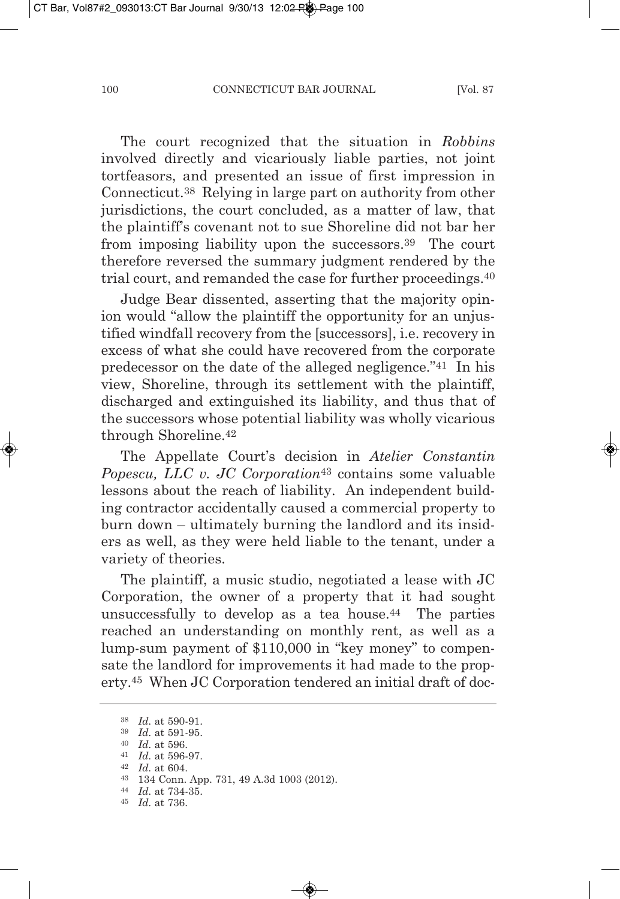The court recognized that the situation in *Robbins* involved directly and vicariously liable parties, not joint tortfeasors, and presented an issue of first impression in Connecticut.[38] Relying in large part on authority from other jurisdictions, the court concluded, as a matter of law, that the plaintiff's covenant not to sue Shoreline did not bar her from imposing liability upon the successors.[39] The court therefore reversed the summary judgment rendered by the trial court, and remanded the case for further proceedings.[40]

Judge Bear dissented, asserting that the majority opinion would "allow the plaintiff the opportunity for an unjustified windfall recovery from the [successors], i.e. recovery in excess of what she could have recovered from the corporate predecessor on the date of the alleged negligence."[41] In his view, Shoreline, through its settlement with the plaintiff, discharged and extinguished its liability, and thus that of the successors whose potential liability was wholly vicarious through Shoreline.[42]

The Appellate Court's decision in *Atelier Constantin Popescu, LLC v. JC Corporation*[43] contains some valuable lessons about the reach of liability. An independent building contractor accidentally caused a commercial property to burn down – ultimately burning the landlord and its insiders as well, as they were held liable to the tenant, under a variety of theories.

The plaintiff, a music studio, negotiated a lease with JC Corporation, the owner of a property that it had sought unsuccessfully to develop as a tea house.[44] The parties reached an understanding on monthly rent, as well as a lump-sum payment of $110,000 in "key money" to compensate the landlord for improvements it had made to the property.[45] When JC Corporation tendered an initial draft of doc-

---

[38] *Id.* at 590-91.

[39] *Id.* at 591-95.

[40] *Id.* at 596.

[41] *Id.* at 596-97.

[42] *Id.* at 604.

[43] 134 Conn. App. 731, 49 A.3d 1003 (2012).

[44] *Id.* at 734-35.

[45] *Id.* at 736.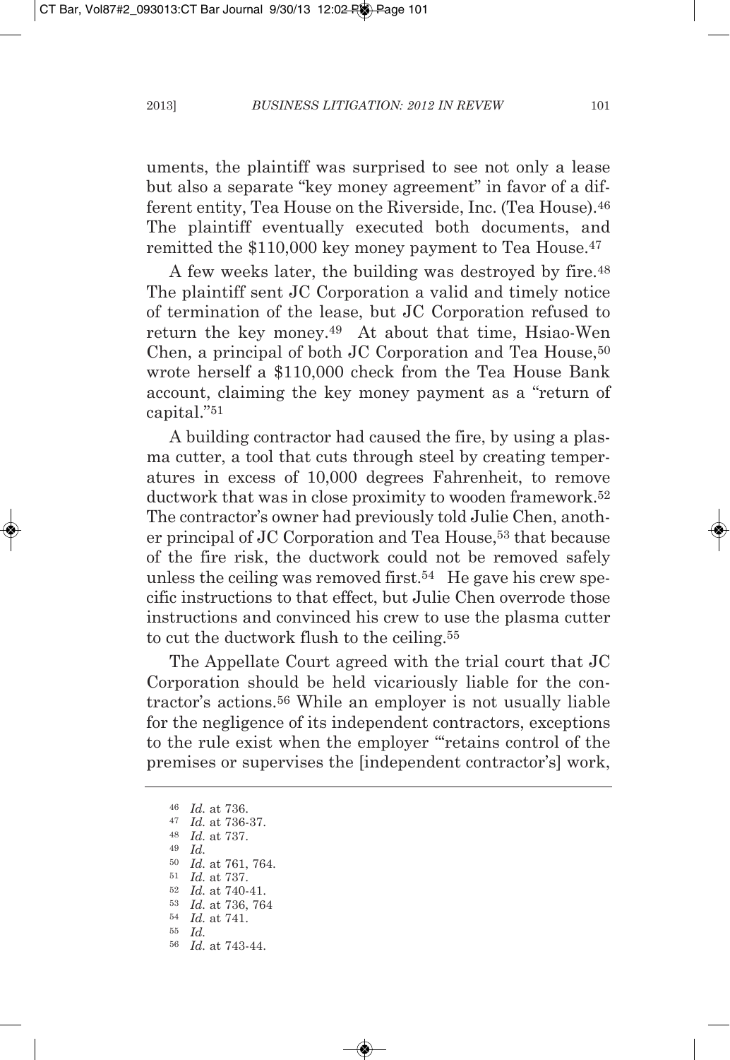uments, the plaintiff was surprised to see not only a lease but also a separate "key money agreement" in favor of a different entity, Tea House on the Riverside, Inc. (Tea House).[46] The plaintiff eventually executed both documents, and remitted the $110,000 key money payment to Tea House.[47]

A few weeks later, the building was destroyed by fire.[48] The plaintiff sent JC Corporation a valid and timely notice of termination of the lease, but JC Corporation refused to return the key money.[49] At about that time, Hsiao-Wen Chen, a principal of both JC Corporation and Tea House,[50] wrote herself a $110,000 check from the Tea House Bank account, claiming the key money payment as a "return of capital."[51]

A building contractor had caused the fire, by using a plasma cutter, a tool that cuts through steel by creating temperatures in excess of 10,000 degrees Fahrenheit, to remove ductwork that was in close proximity to wooden framework.[52] The contractor's owner had previously told Julie Chen, another principal of JC Corporation and Tea House,[53] that because of the fire risk, the ductwork could not be removed safely unless the ceiling was removed first.[54] He gave his crew specific instructions to that effect, but Julie Chen overrode those instructions and convinced his crew to use the plasma cutter to cut the ductwork flush to the ceiling.[55]

The Appellate Court agreed with the trial court that JC Corporation should be held vicariously liable for the contractor's actions.[56] While an employer is not usually liable for the negligence of its independent contractors, exceptions to the rule exist when the employer "'retains control of the premises or supervises the [independent contractor's] work,

---

[46] *Id.* at 736.

[47] *Id.* at 736-37.

[48] *Id.* at 737.

[49] *Id.*

[50] *Id.* at 761, 764.

[51] *Id.* at 737.

[52] *Id.* at 740-41.

[53] *Id.* at 736, 764

[54] *Id.* at 741.

[55] *Id.*

[56] *Id.* at 743-44.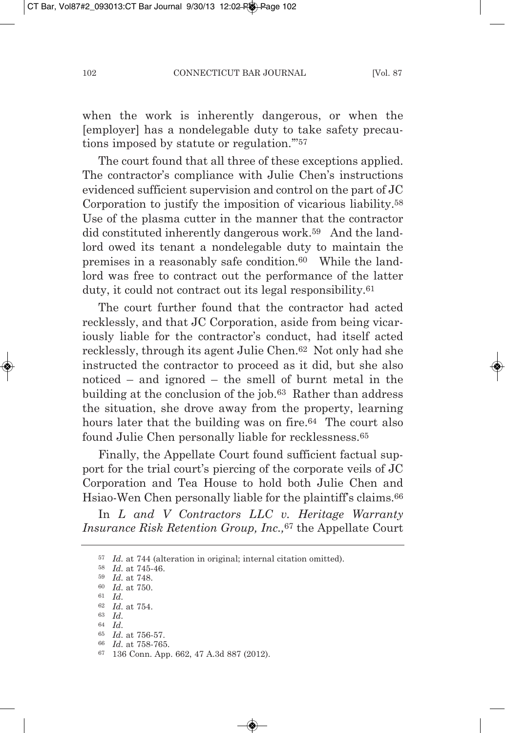when the work is inherently dangerous, or when the [employer] has a nondelegable duty to take safety precautions imposed by statute or regulation.'"[57]

The court found that all three of these exceptions applied. The contractor's compliance with Julie Chen's instructions evidenced sufficient supervision and control on the part of JC Corporation to justify the imposition of vicarious liability.[58] Use of the plasma cutter in the manner that the contractor did constituted inherently dangerous work.[59] And the landlord owed its tenant a nondelegable duty to maintain the premises in a reasonably safe condition.[60] While the landlord was free to contract out the performance of the latter duty, it could not contract out its legal responsibility.[61]

The court further found that the contractor had acted recklessly, and that JC Corporation, aside from being vicariously liable for the contractor's conduct, had itself acted recklessly, through its agent Julie Chen.[62] Not only had she instructed the contractor to proceed as it did, but she also noticed – and ignored – the smell of burnt metal in the building at the conclusion of the job.[63] Rather than address the situation, she drove away from the property, learning hours later that the building was on fire.[64] The court also found Julie Chen personally liable for recklessness.[65]

Finally, the Appellate Court found sufficient factual support for the trial court's piercing of the corporate veils of JC Corporation and Tea House to hold both Julie Chen and Hsiao-Wen Chen personally liable for the plaintiff's claims.[66]

In *L and V Contractors LLC v. Heritage Warranty Insurance Risk Retention Group, Inc.,*[67] the Appellate Court

---

[57] *Id.* at 744 (alteration in original; internal citation omitted).

[58] *Id.* at 745-46.

[59] *Id.* at 748.

[60] *Id.* at 750.

[61] *Id.*

[62] *Id.* at 754.

[63] *Id.*

[64] *Id.*

[65] *Id.* at 756-57.

[66] *Id.* at 758-765.

[67] 136 Conn. App. 662, 47 A.3d 887 (2012).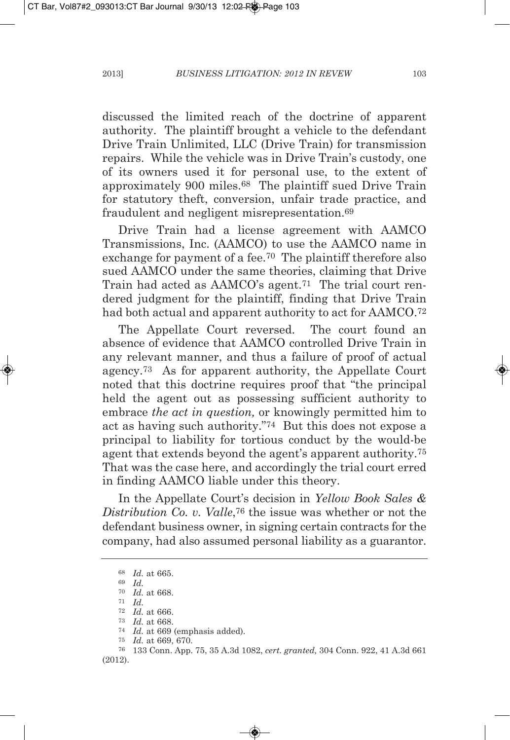discussed the limited reach of the doctrine of apparent authority. The plaintiff brought a vehicle to the defendant Drive Train Unlimited, LLC (Drive Train) for transmission repairs. While the vehicle was in Drive Train's custody, one of its owners used it for personal use, to the extent of approximately 900 miles.[68] The plaintiff sued Drive Train for statutory theft, conversion, unfair trade practice, and fraudulent and negligent misrepresentation.[69]

Drive Train had a license agreement with AAMCO Transmissions, Inc. (AAMCO) to use the AAMCO name in exchange for payment of a fee.[70] The plaintiff therefore also sued AAMCO under the same theories, claiming that Drive Train had acted as AAMCO's agent.[71] The trial court rendered judgment for the plaintiff, finding that Drive Train had both actual and apparent authority to act for AAMCO.[72]

The Appellate Court reversed. The court found an absence of evidence that AAMCO controlled Drive Train in any relevant manner, and thus a failure of proof of actual agency.[73] As for apparent authority, the Appellate Court noted that this doctrine requires proof that "the principal held the agent out as possessing sufficient authority to embrace *the act in question,* or knowingly permitted him to act as having such authority."[74] But this does not expose a principal to liability for tortious conduct by the would-be agent that extends beyond the agent's apparent authority.[75] That was the case here, and accordingly the trial court erred in finding AAMCO liable under this theory.

In the Appellate Court's decision in *Yellow Book Sales & Distribution Co. v. Valle*,[76] the issue was whether or not the defendant business owner, in signing certain contracts for the company, had also assumed personal liability as a guarantor.

---

[68] *Id.* at 665.

[69] *Id.*

[70] *Id.* at 668.

[71] *Id.*

[72] *Id.* at 666.

[73] *Id.* at 668.

[74] *Id.* at 669 (emphasis added).

[75] *Id.* at 669, 670.

[76] 133 Conn. App. 75, 35 A.3d 1082, *cert. granted,* 304 Conn. 922, 41 A.3d 661 (2012).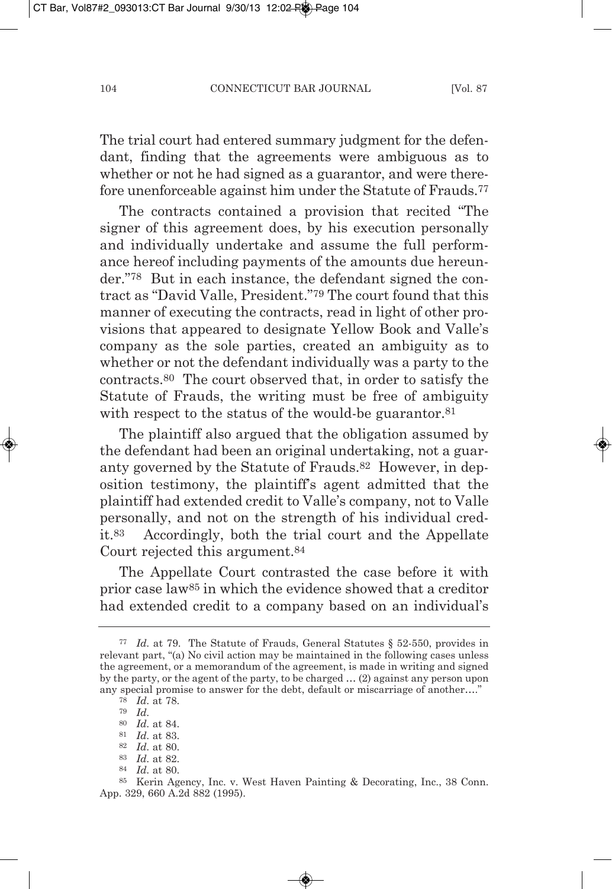The trial court had entered summary judgment for the defendant, finding that the agreements were ambiguous as to whether or not he had signed as a guarantor, and were therefore unenforceable against him under the Statute of Frauds.[77]

The contracts contained a provision that recited "The signer of this agreement does, by his execution personally and individually undertake and assume the full performance hereof including payments of the amounts due hereunder."[78] But in each instance, the defendant signed the contract as "David Valle, President."[79] The court found that this manner of executing the contracts, read in light of other provisions that appeared to designate Yellow Book and Valle's company as the sole parties, created an ambiguity as to whether or not the defendant individually was a party to the contracts.[80] The court observed that, in order to satisfy the Statute of Frauds, the writing must be free of ambiguity with respect to the status of the would-be guarantor.[81]

The plaintiff also argued that the obligation assumed by the defendant had been an original undertaking, not a guaranty governed by the Statute of Frauds.[82] However, in deposition testimony, the plaintiff's agent admitted that the plaintiff had extended credit to Valle's company, not to Valle personally, and not on the strength of his individual credit.[83] Accordingly, both the trial court and the Appellate Court rejected this argument.[84]

The Appellate Court contrasted the case before it with prior case law[85] in which the evidence showed that a creditor had extended credit to a company based on an individual's

---

[77] *Id.* at 79. The Statute of Frauds, General Statutes § 52-550, provides in relevant part, "(a) No civil action may be maintained in the following cases unless the agreement, or a memorandum of the agreement, is made in writing and signed by the party, or the agent of the party, to be charged … (2) against any person upon any special promise to answer for the debt, default or miscarriage of another…."

[78] *Id.* at 78.

[79] *Id.*

[80] *Id.* at 84.

[81] *Id.* at 83.

[82] *Id.* at 80.

[83] *Id.* at 82.

[84] *Id.* at 80.

[85] Kerin Agency, Inc. v. West Haven Painting & Decorating, Inc., 38 Conn. App. 329, 660 A.2d 882 (1995).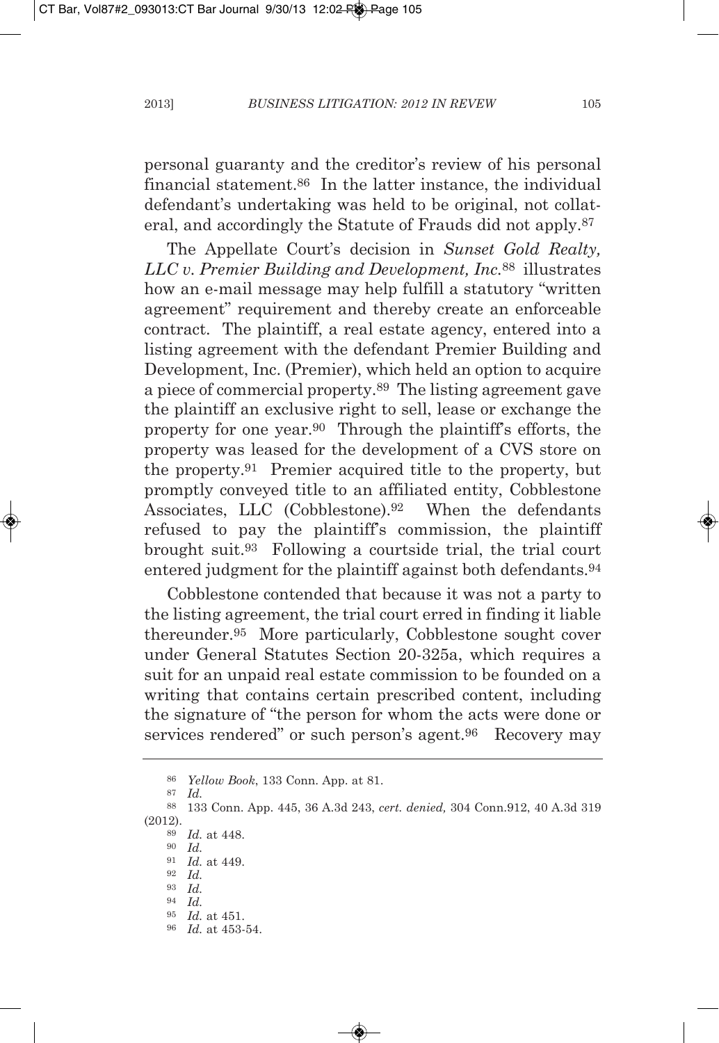personal guaranty and the creditor's review of his personal financial statement.[86] In the latter instance, the individual defendant's undertaking was held to be original, not collateral, and accordingly the Statute of Frauds did not apply.[87]

The Appellate Court's decision in *Sunset Gold Realty, LLC v. Premier Building and Development, Inc.*[88] illustrates how an e-mail message may help fulfill a statutory "written agreement" requirement and thereby create an enforceable contract. The plaintiff, a real estate agency, entered into a listing agreement with the defendant Premier Building and Development, Inc. (Premier), which held an option to acquire a piece of commercial property.[89] The listing agreement gave the plaintiff an exclusive right to sell, lease or exchange the property for one year.[90] Through the plaintiff's efforts, the property was leased for the development of a CVS store on the property.[91] Premier acquired title to the property, but promptly conveyed title to an affiliated entity, Cobblestone Associates, LLC (Cobblestone).[92] When the defendants refused to pay the plaintiff's commission, the plaintiff brought suit.[93] Following a courtside trial, the trial court entered judgment for the plaintiff against both defendants.[94]

Cobblestone contended that because it was not a party to the listing agreement, the trial court erred in finding it liable thereunder.[95] More particularly, Cobblestone sought cover under General Statutes Section 20-325a, which requires a suit for an unpaid real estate commission to be founded on a writing that contains certain prescribed content, including the signature of "the person for whom the acts were done or services rendered" or such person's agent.[96] Recovery may

---

[86] *Yellow Book*, 133 Conn. App. at 81.

[87] *Id.*

[88] 133 Conn. App. 445, 36 A.3d 243, *cert. denied,* 304 Conn.912, 40 A.3d 319 (2012).

[89] *Id.* at 448.

[90] *Id.*

[91] *Id.* at 449.

[92] *Id.*

[93] *Id.*

[94] *Id.*

[95] *Id.* at 451.

[96] *Id.* at 453-54.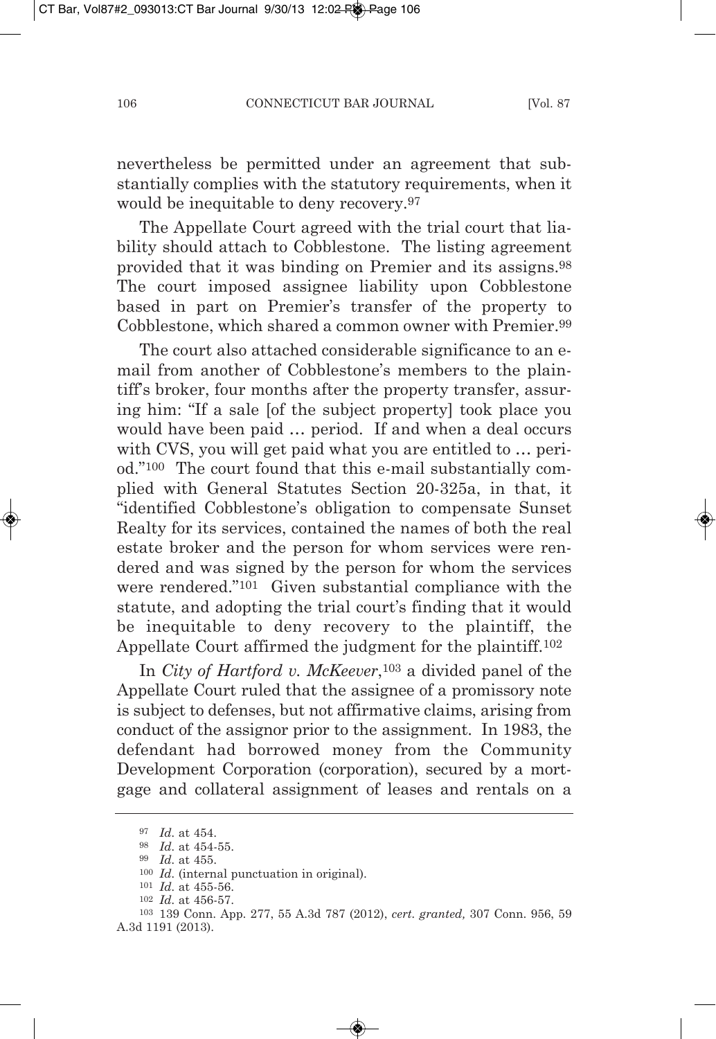nevertheless be permitted under an agreement that substantially complies with the statutory requirements, when it would be inequitable to deny recovery.[97]

The Appellate Court agreed with the trial court that liability should attach to Cobblestone. The listing agreement provided that it was binding on Premier and its assigns.[98] The court imposed assignee liability upon Cobblestone based in part on Premier's transfer of the property to Cobblestone, which shared a common owner with Premier.[99]

The court also attached considerable significance to an e-mail from another of Cobblestone's members to the plaintiff's broker, four months after the property transfer, assuring him: "If a sale [of the subject property] took place you would have been paid … period. If and when a deal occurs with CVS, you will get paid what you are entitled to … period."[100] The court found that this e-mail substantially complied with General Statutes Section 20-325a, in that, it "identified Cobblestone's obligation to compensate Sunset Realty for its services, contained the names of both the real estate broker and the person for whom services were rendered and was signed by the person for whom the services were rendered."[101] Given substantial compliance with the statute, and adopting the trial court's finding that it would be inequitable to deny recovery to the plaintiff, the Appellate Court affirmed the judgment for the plaintiff.[102]

In *City of Hartford v. McKeever*,[103] a divided panel of the Appellate Court ruled that the assignee of a promissory note is subject to defenses, but not affirmative claims, arising from conduct of the assignor prior to the assignment. In 1983, the defendant had borrowed money from the Community Development Corporation (corporation), secured by a mortgage and collateral assignment of leases and rentals on a

---

[97] *Id.* at 454.

[98] *Id.* at 454-55.

[99] *Id.* at 455.

[100] *Id.* (internal punctuation in original).

[101] *Id.* at 455-56.

[102] *Id.* at 456-57.

[103] 139 Conn. App. 277, 55 A.3d 787 (2012), *cert. granted,* 307 Conn. 956, 59 A.3d 1191 (2013).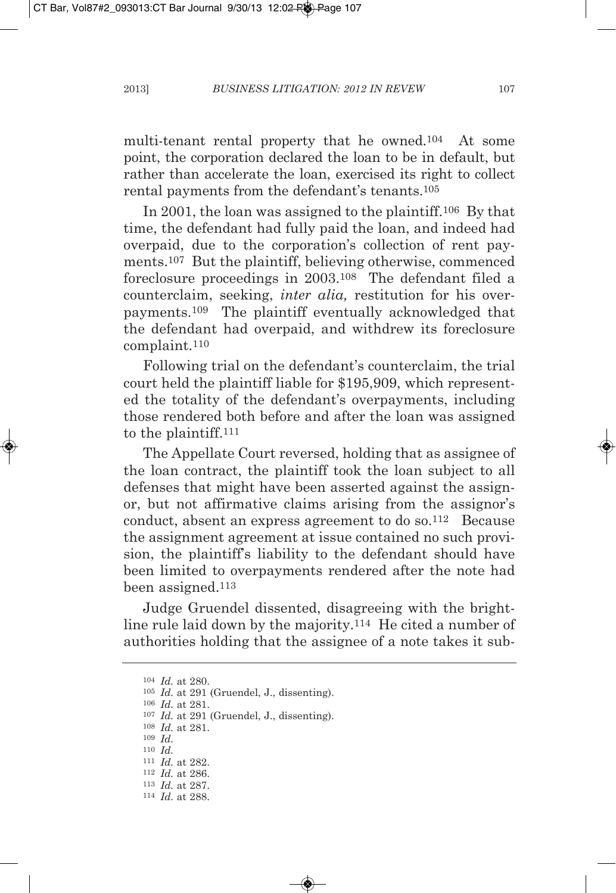multi-tenant rental property that he owned.[104] At some point, the corporation declared the loan to be in default, but rather than accelerate the loan, exercised its right to collect rental payments from the defendant's tenants.[105]

In 2001, the loan was assigned to the plaintiff.[106] By that time, the defendant had fully paid the loan, and indeed had overpaid, due to the corporation's collection of rent payments.[107] But the plaintiff, believing otherwise, commenced foreclosure proceedings in 2003.[108] The defendant filed a counterclaim, seeking, *inter alia,* restitution for his overpayments.[109] The plaintiff eventually acknowledged that the defendant had overpaid, and withdrew its foreclosure complaint.[110]

Following trial on the defendant's counterclaim, the trial court held the plaintiff liable for $195,909, which represented the totality of the defendant's overpayments, including those rendered both before and after the loan was assigned to the plaintiff.[111]

The Appellate Court reversed, holding that as assignee of the loan contract, the plaintiff took the loan subject to all defenses that might have been asserted against the assignor, but not affirmative claims arising from the assignor's conduct, absent an express agreement to do so.[112] Because the assignment agreement at issue contained no such provision, the plaintiff's liability to the defendant should have been limited to overpayments rendered after the note had been assigned.[113]

Judge Gruendel dissented, disagreeing with the bright-line rule laid down by the majority.[114] He cited a number of authorities holding that the assignee of a note takes it sub-

---

[104] *Id.* at 280.
[105] *Id.* at 291 (Gruendel, J., dissenting).
[106] *Id.* at 281.
[107] *Id.* at 291 (Gruendel, J., dissenting).
[108] *Id.* at 281.
[109] *Id.*
[110] *Id.*
[111] *Id.* at 282.
[112] *Id.* at 286.
[113] *Id.* at 287.
[114] *Id.* at 288.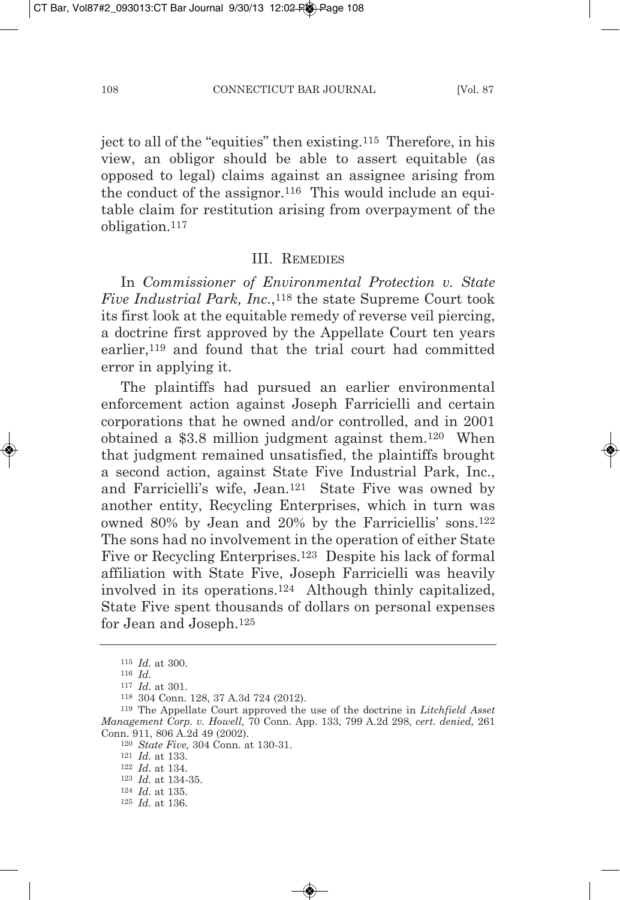ject to all of the "equities" then existing.[115] Therefore, in his view, an obligor should be able to assert equitable (as opposed to legal) claims against an assignee arising from the conduct of the assignor.[116] This would include an equitable claim for restitution arising from overpayment of the obligation.[117]

## III. REMEDIES

In *Commissioner of Environmental Protection v. State Five Industrial Park, Inc.*,[118] the state Supreme Court took its first look at the equitable remedy of reverse veil piercing, a doctrine first approved by the Appellate Court ten years earlier,[119] and found that the trial court had committed error in applying it.

The plaintiffs had pursued an earlier environmental enforcement action against Joseph Farricielli and certain corporations that he owned and/or controlled, and in 2001 obtained a \$3.8 million judgment against them.[120] When that judgment remained unsatisfied, the plaintiffs brought a second action, against State Five Industrial Park, Inc., and Farricielli's wife, Jean.[121] State Five was owned by another entity, Recycling Enterprises, which in turn was owned 80% by Jean and 20% by the Farricielli's' sons.[122] The sons had no involvement in the operation of either State Five or Recycling Enterprises.[123] Despite his lack of formal affiliation with State Five, Joseph Farricielli was heavily involved in its operations.[124] Although thinly capitalized, State Five spent thousands of dollars on personal expenses for Jean and Joseph.[125]

---

[115] *Id.* at 300.

[116] *Id.*

[117] *Id.* at 301.

[118] 304 Conn. 128, 37 A.3d 724 (2012).

[119] The Appellate Court approved the use of the doctrine in *Litchfield Asset Management Corp. v. Howell,* 70 Conn. App. 133, 799 A.2d 298, *cert. denied,* 261 Conn. 911, 806 A.2d 49 (2002).

[120] *State Five,* 304 Conn. at 130-31.

[121] *Id.* at 133.

[122] *Id.* at 134.

[123] *Id.* at 134-35.

[124] *Id.* at 135.

[125] *Id.* at 136.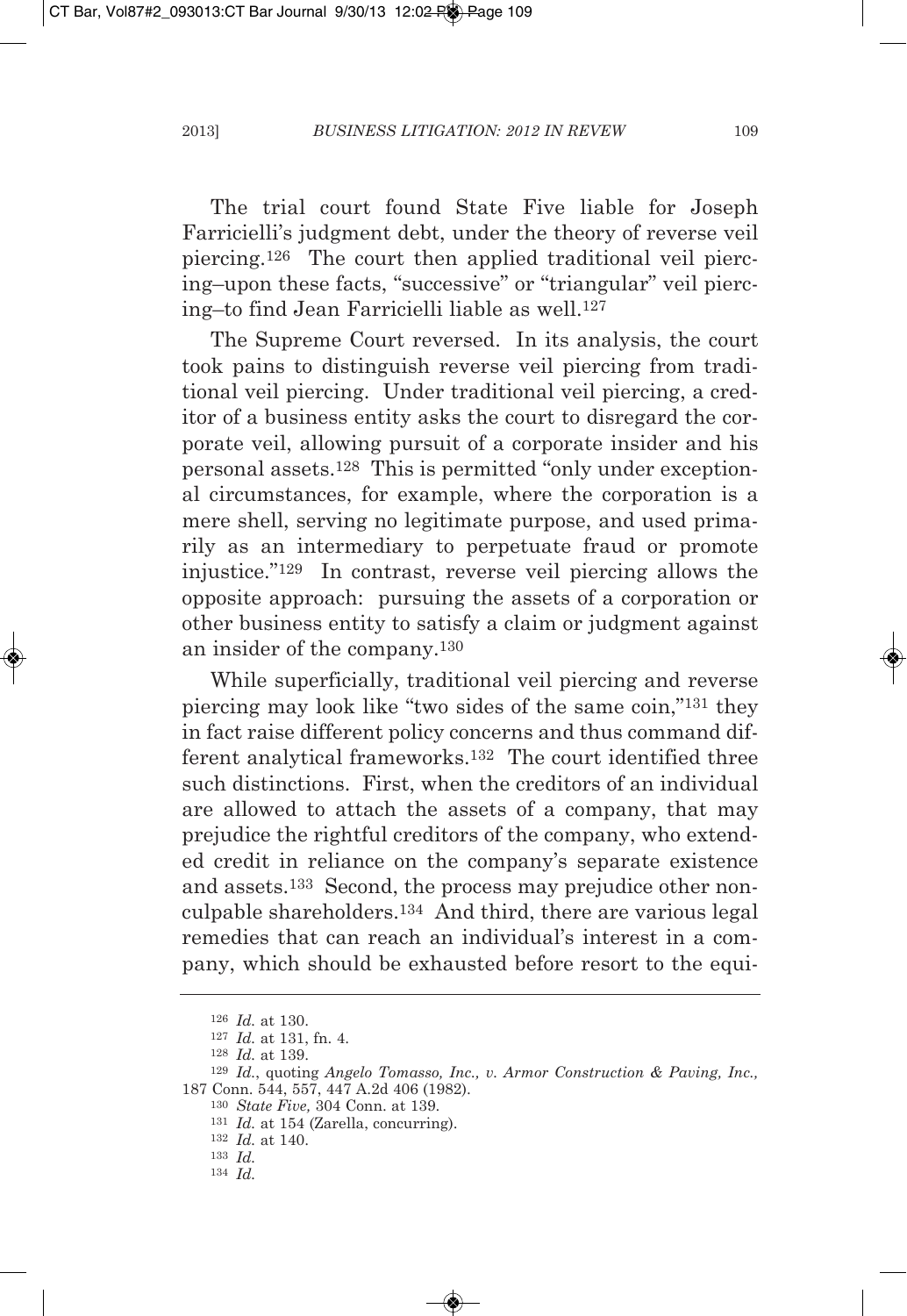The trial court found State Five liable for Joseph Farricielli's judgment debt, under the theory of reverse veil piercing.[126] The court then applied traditional veil piercing–upon these facts, "successive" or "triangular" veil piercing–to find Jean Farricielli liable as well.[127]

The Supreme Court reversed. In its analysis, the court took pains to distinguish reverse veil piercing from traditional veil piercing. Under traditional veil piercing, a creditor of a business entity asks the court to disregard the corporate veil, allowing pursuit of a corporate insider and his personal assets.[128] This is permitted "only under exceptional circumstances, for example, where the corporation is a mere shell, serving no legitimate purpose, and used primarily as an intermediary to perpetuate fraud or promote injustice."[129] In contrast, reverse veil piercing allows the opposite approach: pursuing the assets of a corporation or other business entity to satisfy a claim or judgment against an insider of the company.[130]

While superficially, traditional veil piercing and reverse piercing may look like "two sides of the same coin,"[131] they in fact raise different policy concerns and thus command different analytical frameworks.[132] The court identified three such distinctions. First, when the creditors of an individual are allowed to attach the assets of a company, that may prejudice the rightful creditors of the company, who extended credit in reliance on the company's separate existence and assets.[133] Second, the process may prejudice other nonculpable shareholders.[134] And third, there are various legal remedies that can reach an individual's interest in a company, which should be exhausted before resort to the equi-

---

[126] *Id.* at 130.

[127] *Id.* at 131, fn. 4.

[128] *Id.* at 139.

[129] *Id.*, quoting *Angelo Tomasso, Inc., v. Armor Construction & Paving, Inc.,* 187 Conn. 544, 557, 447 A.2d 406 (1982).

[130] *State Five,* 304 Conn. at 139.

[131] *Id.* at 154 (Zarella, concurring).

[132] *Id.* at 140.

[133] *Id.*

[134] *Id.*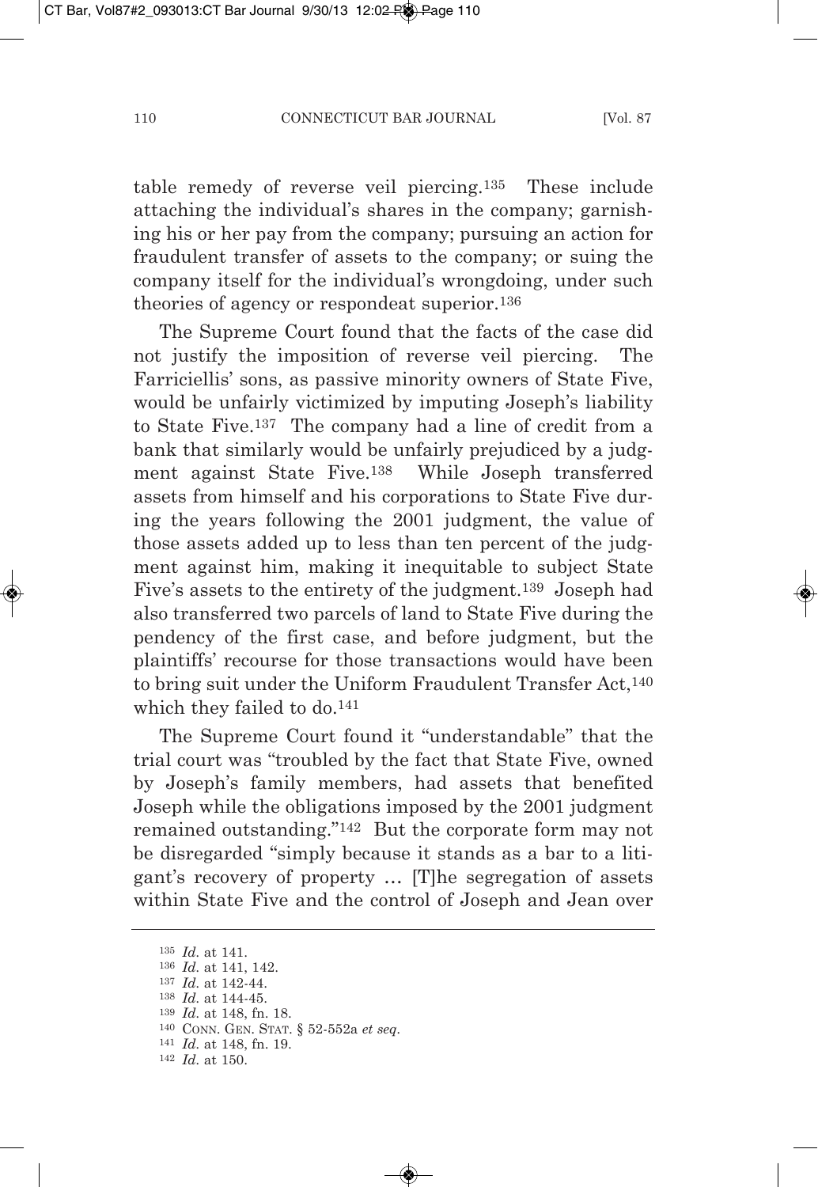table remedy of reverse veil piercing.[135] These include attaching the individual's shares in the company; garnishing his or her pay from the company; pursuing an action for fraudulent transfer of assets to the company; or suing the company itself for the individual's wrongdoing, under such theories of agency or respondeat superior.[136]

The Supreme Court found that the facts of the case did not justify the imposition of reverse veil piercing. The Farriciellis' sons, as passive minority owners of State Five, would be unfairly victimized by imputing Joseph's liability to State Five.[137] The company had a line of credit from a bank that similarly would be unfairly prejudiced by a judgment against State Five.[138] While Joseph transferred assets from himself and his corporations to State Five during the years following the 2001 judgment, the value of those assets added up to less than ten percent of the judgment against him, making it inequitable to subject State Five's assets to the entirety of the judgment.[139] Joseph had also transferred two parcels of land to State Five during the pendency of the first case, and before judgment, but the plaintiffs' recourse for those transactions would have been to bring suit under the Uniform Fraudulent Transfer Act,[140] which they failed to do.[141]

The Supreme Court found it "understandable" that the trial court was "troubled by the fact that State Five, owned by Joseph's family members, had assets that benefited Joseph while the obligations imposed by the 2001 judgment remained outstanding."[142] But the corporate form may not be disregarded "simply because it stands as a bar to a litigant's recovery of property … [T]he segregation of assets within State Five and the control of Joseph and Jean over

---

[135] *Id.* at 141.

[136] *Id.* at 141, 142.

[137] *Id.* at 142-44.

[138] *Id.* at 144-45.

[139] *Id.* at 148, fn. 18.

[140] CONN. GEN. STAT. § 52-552a *et seq.*

[141] *Id.* at 148, fn. 19.

[142] *Id.* at 150.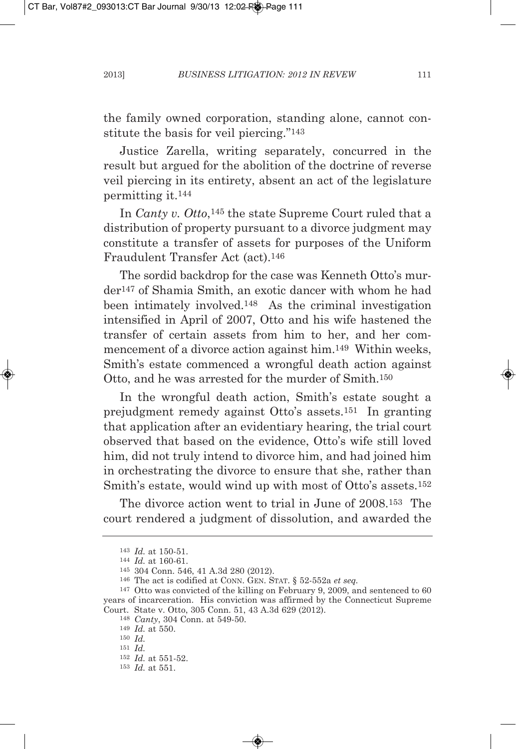the family owned corporation, standing alone, cannot constitute the basis for veil piercing."[143]

Justice Zarella, writing separately, concurred in the result but argued for the abolition of the doctrine of reverse veil piercing in its entirety, absent an act of the legislature permitting it.[144]

In *Canty v. Otto*,[145] the state Supreme Court ruled that a distribution of property pursuant to a divorce judgment may constitute a transfer of assets for purposes of the Uniform Fraudulent Transfer Act (act).[146]

The sordid backdrop for the case was Kenneth Otto's murder[147] of Shamia Smith, an exotic dancer with whom he had been intimately involved.[148] As the criminal investigation intensified in April of 2007, Otto and his wife hastened the transfer of certain assets from him to her, and her commencement of a divorce action against him.[149] Within weeks, Smith's estate commenced a wrongful death action against Otto, and he was arrested for the murder of Smith.[150]

In the wrongful death action, Smith's estate sought a prejudgment remedy against Otto's assets.[151] In granting that application after an evidentiary hearing, the trial court observed that based on the evidence, Otto's wife still loved him, did not truly intend to divorce him, and had joined him in orchestrating the divorce to ensure that she, rather than Smith's estate, would wind up with most of Otto's assets.[152]

The divorce action went to trial in June of 2008.[153] The court rendered a judgment of dissolution, and awarded the

---

[143] *Id.* at 150-51.

[144] *Id.* at 160-61.

[145] 304 Conn. 546, 41 A.3d 280 (2012).

[146] The act is codified at CONN. GEN. STAT. § 52-552a *et seq.*

[147] Otto was convicted of the killing on February 9, 2009, and sentenced to 60 years of incarceration. His conviction was affirmed by the Connecticut Supreme Court. State v. Otto, 305 Conn. 51, 43 A.3d 629 (2012).

[148] *Canty*, 304 Conn. at 549-50.

[149] *Id.* at 550.

[150] *Id.*

[151] *Id.*

[152] *Id.* at 551-52.

[153] *Id.* at 551.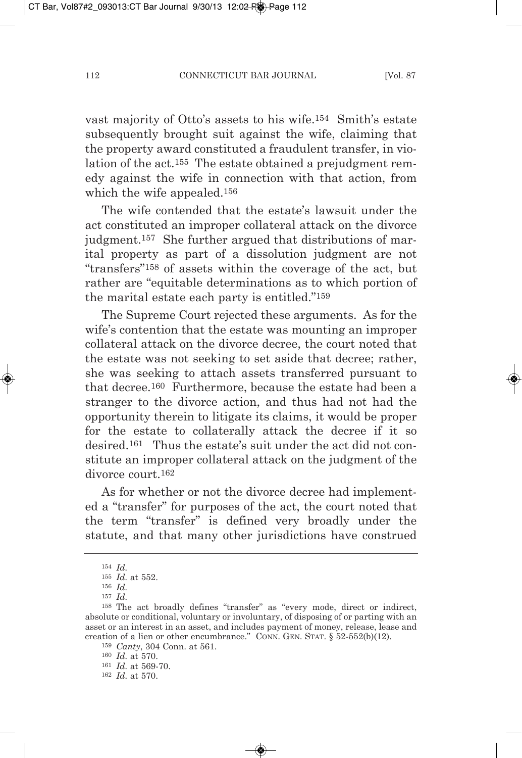vast majority of Otto's assets to his wife.[154] Smith's estate subsequently brought suit against the wife, claiming that the property award constituted a fraudulent transfer, in violation of the act.[155] The estate obtained a prejudgment remedy against the wife in connection with that action, from which the wife appealed.[156]

The wife contended that the estate's lawsuit under the act constituted an improper collateral attack on the divorce judgment.[157] She further argued that distributions of marital property as part of a dissolution judgment are not "transfers"[158] of assets within the coverage of the act, but rather are "equitable determinations as to which portion of the marital estate each party is entitled."[159]

The Supreme Court rejected these arguments. As for the wife's contention that the estate was mounting an improper collateral attack on the divorce decree, the court noted that the estate was not seeking to set aside that decree; rather, she was seeking to attach assets transferred pursuant to that decree.[160] Furthermore, because the estate had been a stranger to the divorce action, and thus had not had the opportunity therein to litigate its claims, it would be proper for the estate to collaterally attack the decree if it so desired.[161] Thus the estate's suit under the act did not constitute an improper collateral attack on the judgment of the divorce court.[162]

As for whether or not the divorce decree had implemented a "transfer" for purposes of the act, the court noted that the term "transfer" is defined very broadly under the statute, and that many other jurisdictions have construed

---

[154] *Id.*

[155] *Id.* at 552.

[156] *Id.*

[157] *Id.*

[158] The act broadly defines "transfer" as "every mode, direct or indirect, absolute or conditional, voluntary or involuntary, of disposing of or parting with an asset or an interest in an asset, and includes payment of money, release, lease and creation of a lien or other encumbrance." CONN. GEN. STAT. § 52-552(b)(12).

[159] *Canty*, 304 Conn. at 561.

[160] *Id.* at 570.

[161] *Id.* at 569-70.

[162] *Id.* at 570.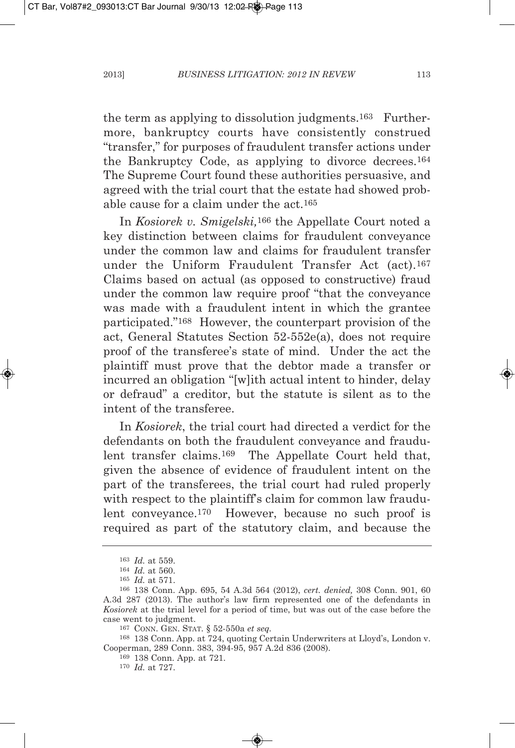the term as applying to dissolution judgments.[163] Furthermore, bankruptcy courts have consistently construed "transfer," for purposes of fraudulent transfer actions under the Bankruptcy Code, as applying to divorce decrees.[164] The Supreme Court found these authorities persuasive, and agreed with the trial court that the estate had showed probable cause for a claim under the act.[165]

In *Kosiorek v. Smigelski,*[166] the Appellate Court noted a key distinction between claims for fraudulent conveyance under the common law and claims for fraudulent transfer under the Uniform Fraudulent Transfer Act (act).[167] Claims based on actual (as opposed to constructive) fraud under the common law require proof "that the conveyance was made with a fraudulent intent in which the grantee participated."[168] However, the counterpart provision of the act, General Statutes Section 52-552e(a), does not require proof of the transferee's state of mind. Under the act the plaintiff must prove that the debtor made a transfer or incurred an obligation "[w]ith actual intent to hinder, delay or defraud" a creditor, but the statute is silent as to the intent of the transferee.

In *Kosiorek*, the trial court had directed a verdict for the defendants on both the fraudulent conveyance and fraudulent transfer claims.[169] The Appellate Court held that, given the absence of evidence of fraudulent intent on the part of the transferees, the trial court had ruled properly with respect to the plaintiff's claim for common law fraudulent conveyance.[170] However, because no such proof is required as part of the statutory claim, and because the

---

[163] *Id.* at 559.

[164] *Id.* at 560.

[165] *Id.* at 571.

[166] 138 Conn. App. 695, 54 A.3d 564 (2012), *cert. denied,* 308 Conn. 901, 60 A.3d 287 (2013). The author's law firm represented one of the defendants in *Kosiorek* at the trial level for a period of time, but was out of the case before the case went to judgment.

[167] CONN. GEN. STAT. § 52-550a *et seq.*

[168] 138 Conn. App. at 724, quoting Certain Underwriters at Lloyd's, London v. Cooperman, 289 Conn. 383, 394-95, 957 A.2d 836 (2008).

[169] 138 Conn. App. at 721.

[170] *Id.* at 727.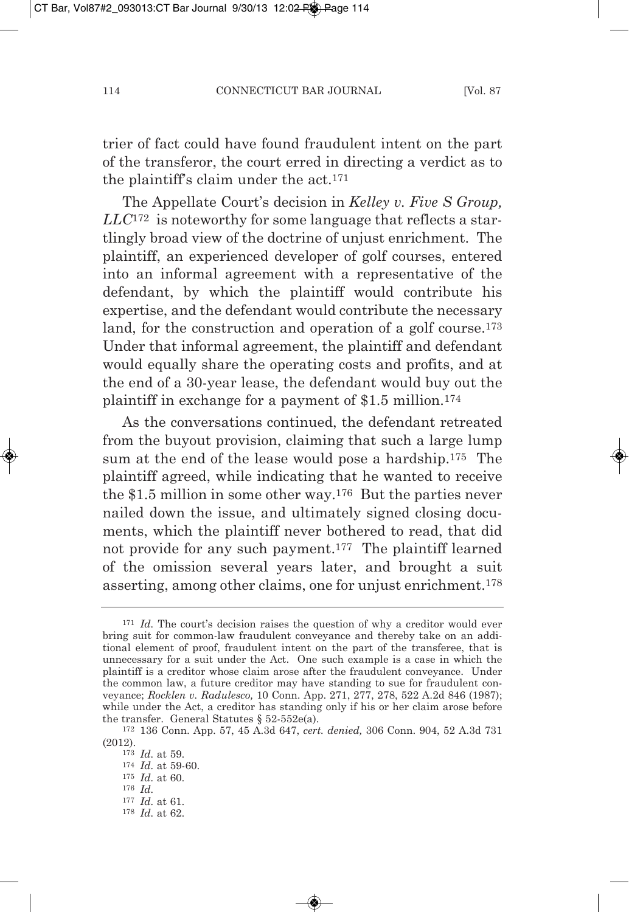trier of fact could have found fraudulent intent on the part of the transferor, the court erred in directing a verdict as to the plaintiff's claim under the act.[171]

The Appellate Court's decision in *Kelley v. Five S Group, LLC*[172] is noteworthy for some language that reflects a startlingly broad view of the doctrine of unjust enrichment. The plaintiff, an experienced developer of golf courses, entered into an informal agreement with a representative of the defendant, by which the plaintiff would contribute his expertise, and the defendant would contribute the necessary land, for the construction and operation of a golf course.[173] Under that informal agreement, the plaintiff and defendant would equally share the operating costs and profits, and at the end of a 30-year lease, the defendant would buy out the plaintiff in exchange for a payment of $1.5 million.[174]

As the conversations continued, the defendant retreated from the buyout provision, claiming that such a large lump sum at the end of the lease would pose a hardship.[175] The plaintiff agreed, while indicating that he wanted to receive the $1.5 million in some other way.[176] But the parties never nailed down the issue, and ultimately signed closing documents, which the plaintiff never bothered to read, that did not provide for any such payment.[177] The plaintiff learned of the omission several years later, and brought a suit asserting, among other claims, one for unjust enrichment.[178]

---

[171] *Id.* The court's decision raises the question of why a creditor would ever bring suit for common-law fraudulent conveyance and thereby take on an additional element of proof, fraudulent intent on the part of the transferee, that is unnecessary for a suit under the Act. One such example is a case in which the plaintiff is a creditor whose claim arose after the fraudulent conveyance. Under the common law, a future creditor may have standing to sue for fraudulent conveyance; *Rocklen v. Radulesco,* 10 Conn. App. 271, 277, 278, 522 A.2d 846 (1987); while under the Act, a creditor has standing only if his or her claim arose before the transfer. General Statutes § 52-552e(a).

[172] 136 Conn. App. 57, 45 A.3d 647, *cert. denied,* 306 Conn. 904, 52 A.3d 731 (2012).

[173] *Id.* at 59.

[174] *Id.* at 59-60.

[175] *Id.* at 60.

[176] *Id.*

[177] *Id.* at 61.

[178] *Id.* at 62.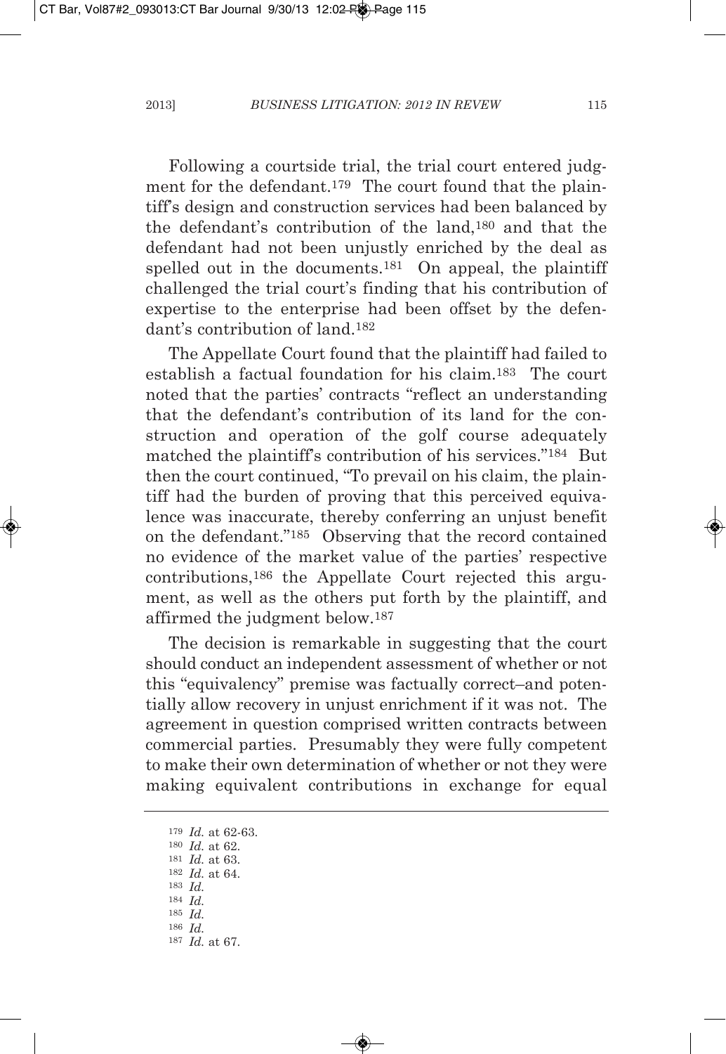Following a courtside trial, the trial court entered judgment for the defendant.[179] The court found that the plaintiff's design and construction services had been balanced by the defendant's contribution of the land,[180] and that the defendant had not been unjustly enriched by the deal as spelled out in the documents.[181] On appeal, the plaintiff challenged the trial court's finding that his contribution of expertise to the enterprise had been offset by the defendant's contribution of land.[182]

The Appellate Court found that the plaintiff had failed to establish a factual foundation for his claim.[183] The court noted that the parties' contracts "reflect an understanding that the defendant's contribution of its land for the construction and operation of the golf course adequately matched the plaintiff's contribution of his services."[184] But then the court continued, "To prevail on his claim, the plaintiff had the burden of proving that this perceived equivalence was inaccurate, thereby conferring an unjust benefit on the defendant."[185] Observing that the record contained no evidence of the market value of the parties' respective contributions,[186] the Appellate Court rejected this argument, as well as the others put forth by the plaintiff, and affirmed the judgment below.[187]

The decision is remarkable in suggesting that the court should conduct an independent assessment of whether or not this "equivalency" premise was factually correct–and potentially allow recovery in unjust enrichment if it was not. The agreement in question comprised written contracts between commercial parties. Presumably they were fully competent to make their own determination of whether or not they were making equivalent contributions in exchange for equal

---

179 *Id.* at 62-63.
180 *Id.* at 62.
181 *Id.* at 63.
182 *Id.* at 64.
183 *Id.*
184 *Id.*
185 *Id.*
186 *Id.*
187 *Id.* at 67.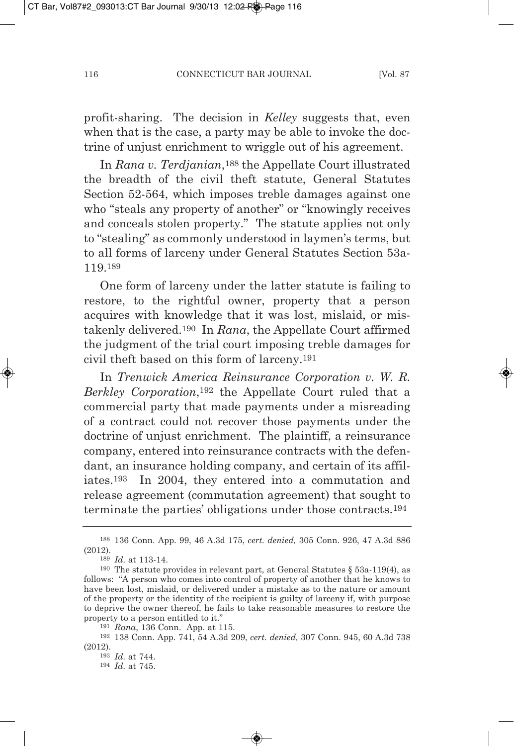profit-sharing. The decision in *Kelley* suggests that, even when that is the case, a party may be able to invoke the doctrine of unjust enrichment to wriggle out of his agreement.

In *Rana v. Terdjanian*,[188] the Appellate Court illustrated the breadth of the civil theft statute, General Statutes Section 52-564, which imposes treble damages against one who "steals any property of another" or "knowingly receives and conceals stolen property." The statute applies not only to "stealing" as commonly understood in laymen's terms, but to all forms of larceny under General Statutes Section 53a-119.[189]

One form of larceny under the latter statute is failing to restore, to the rightful owner, property that a person acquires with knowledge that it was lost, mislaid, or mistakenly delivered.[190] In *Rana*, the Appellate Court affirmed the judgment of the trial court imposing treble damages for civil theft based on this form of larceny.[191]

In *Trenwick America Reinsurance Corporation v. W. R. Berkley Corporation*,[192] the Appellate Court ruled that a commercial party that made payments under a misreading of a contract could not recover those payments under the doctrine of unjust enrichment. The plaintiff, a reinsurance company, entered into reinsurance contracts with the defendant, an insurance holding company, and certain of its affiliates.[193] In 2004, they entered into a commutation and release agreement (commutation agreement) that sought to terminate the parties' obligations under those contracts.[194]

---

[188] 136 Conn. App. 99, 46 A.3d 175, *cert. denied,* 305 Conn. 926, 47 A.3d 886 (2012).

[189] *Id.* at 113-14.

[190] The statute provides in relevant part, at General Statutes § 53a-119(4), as follows: "A person who comes into control of property of another that he knows to have been lost, mislaid, or delivered under a mistake as to the nature or amount of the property or the identity of the recipient is guilty of larceny if, with purpose to deprive the owner thereof, he fails to take reasonable measures to restore the property to a person entitled to it."

[191] *Rana*, 136 Conn. App. at 115.

[192] 138 Conn. App. 741, 54 A.3d 209, *cert. denied,* 307 Conn. 945, 60 A.3d 738 (2012).

[193] *Id.* at 744.

[194] *Id.* at 745.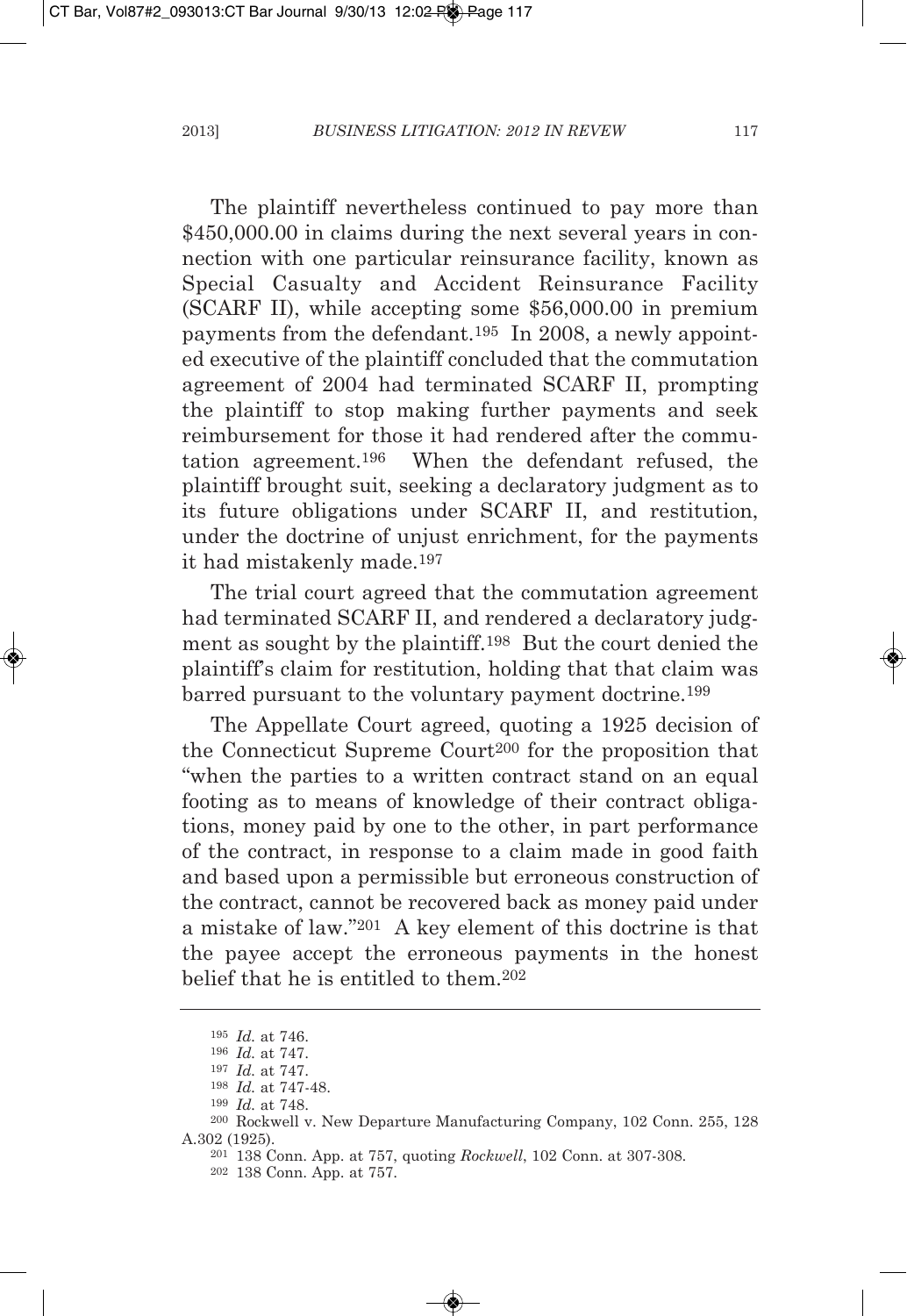The plaintiff nevertheless continued to pay more than $450,000.00 in claims during the next several years in connection with one particular reinsurance facility, known as Special Casualty and Accident Reinsurance Facility (SCARF II), while accepting some $56,000.00 in premium payments from the defendant.[195] In 2008, a newly appointed executive of the plaintiff concluded that the commutation agreement of 2004 had terminated SCARF II, prompting the plaintiff to stop making further payments and seek reimbursement for those it had rendered after the commutation agreement.[196] When the defendant refused, the plaintiff brought suit, seeking a declaratory judgment as to its future obligations under SCARF II, and restitution, under the doctrine of unjust enrichment, for the payments it had mistakenly made.[197]

The trial court agreed that the commutation agreement had terminated SCARF II, and rendered a declaratory judgment as sought by the plaintiff.[198] But the court denied the plaintiff's claim for restitution, holding that that claim was barred pursuant to the voluntary payment doctrine.[199]

The Appellate Court agreed, quoting a 1925 decision of the Connecticut Supreme Court[200] for the proposition that "when the parties to a written contract stand on an equal footing as to means of knowledge of their contract obligations, money paid by one to the other, in part performance of the contract, in response to a claim made in good faith and based upon a permissible but erroneous construction of the contract, cannot be recovered back as money paid under a mistake of law."[201] A key element of this doctrine is that the payee accept the erroneous payments in the honest belief that he is entitled to them.[202]

---

[195] *Id.* at 746.

[196] *Id.* at 747.

[197] *Id.* at 747.

[198] *Id.* at 747-48.

[199] *Id.* at 748.

[200] Rockwell v. New Departure Manufacturing Company, 102 Conn. 255, 128 A.302 (1925).

[201] 138 Conn. App. at 757, quoting *Rockwell*, 102 Conn. at 307-308.

[202] 138 Conn. App. at 757.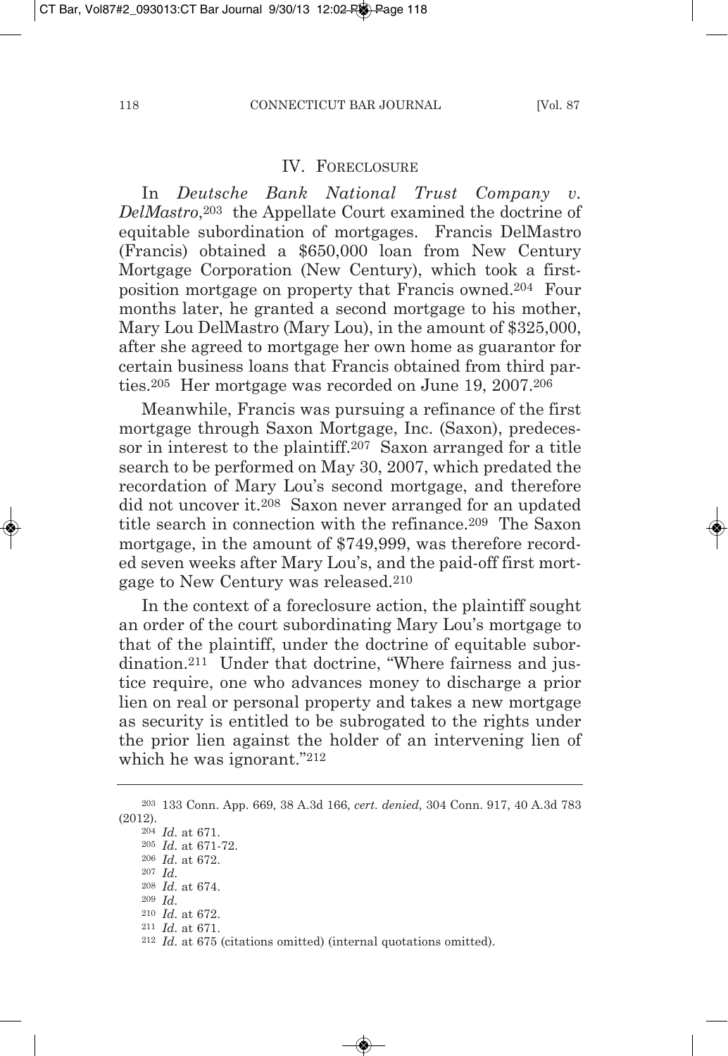## IV. Foreclosure

In *Deutsche Bank National Trust Company v. DelMastro*,[203] the Appellate Court examined the doctrine of equitable subordination of mortgages. Francis DelMastro (Francis) obtained a $650,000 loan from New Century Mortgage Corporation (New Century), which took a first-position mortgage on property that Francis owned.[204] Four months later, he granted a second mortgage to his mother, Mary Lou DelMastro (Mary Lou), in the amount of $325,000, after she agreed to mortgage her own home as guarantor for certain business loans that Francis obtained from third parties.[205] Her mortgage was recorded on June 19, 2007.[206]

Meanwhile, Francis was pursuing a refinance of the first mortgage through Saxon Mortgage, Inc. (Saxon), predecessor in interest to the plaintiff.[207] Saxon arranged for a title search to be performed on May 30, 2007, which predated the recordation of Mary Lou's second mortgage, and therefore did not uncover it.[208] Saxon never arranged for an updated title search in connection with the refinance.[209] The Saxon mortgage, in the amount of $749,999, was therefore recorded seven weeks after Mary Lou's, and the paid-off first mortgage to New Century was released.[210]

In the context of a foreclosure action, the plaintiff sought an order of the court subordinating Mary Lou's mortgage to that of the plaintiff, under the doctrine of equitable subordination.[211] Under that doctrine, "Where fairness and justice require, one who advances money to discharge a prior lien on real or personal property and takes a new mortgage as security is entitled to be subrogated to the rights under the prior lien against the holder of an intervening lien of which he was ignorant."[212]

---

[203] 133 Conn. App. 669, 38 A.3d 166, *cert. denied,* 304 Conn. 917, 40 A.3d 783 (2012).

[204] *Id.* at 671.

[205] *Id.* at 671-72.

[206] *Id.* at 672.

[207] *Id.*

[208] *Id.* at 674.

[209] *Id.*

[210] *Id.* at 672.

[211] *Id.* at 671.

[212] *Id.* at 675 (citations omitted) (internal quotations omitted).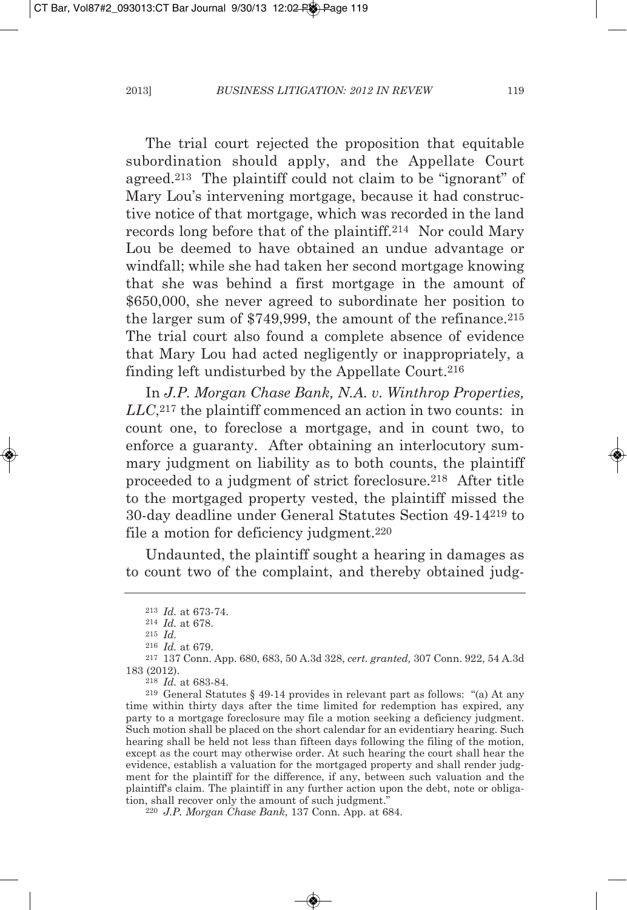The trial court rejected the proposition that equitable subordination should apply, and the Appellate Court agreed.[213] The plaintiff could not claim to be "ignorant" of Mary Lou's intervening mortgage, because it had constructive notice of that mortgage, which was recorded in the land records long before that of the plaintiff.[214] Nor could Mary Lou be deemed to have obtained an undue advantage or windfall; while she had taken her second mortgage knowing that she was behind a first mortgage in the amount of $650,000, she never agreed to subordinate her position to the larger sum of $749,999, the amount of the refinance.[215] The trial court also found a complete absence of evidence that Mary Lou had acted negligently or inappropriately, a finding left undisturbed by the Appellate Court.[216]

In *J.P. Morgan Chase Bank, N.A. v. Winthrop Properties, LLC*,[217] the plaintiff commenced an action in two counts: in count one, to foreclose a mortgage, and in count two, to enforce a guaranty. After obtaining an interlocutory summary judgment on liability as to both counts, the plaintiff proceeded to a judgment of strict foreclosure.[218] After title to the mortgaged property vested, the plaintiff missed the 30-day deadline under General Statutes Section 49-14[219] to file a motion for deficiency judgment.[220]

Undaunted, the plaintiff sought a hearing in damages as to count two of the complaint, and thereby obtained judg-

---

[213] *Id.* at 673-74.

[214] *Id.* at 678.

[215] *Id.*

[216] *Id.* at 679.

[217] 137 Conn. App. 680, 683, 50 A.3d 328, *cert. granted,* 307 Conn. 922, 54 A.3d 183 (2012).

[218] *Id.* at 683-84.

[219] General Statutes § 49-14 provides in relevant part as follows: "(a) At any time within thirty days after the time limited for redemption has expired, any party to a mortgage foreclosure may file a motion seeking a deficiency judgment. Such motion shall be placed on the short calendar for an evidentiary hearing. Such hearing shall be held not less than fifteen days following the filing of the motion, except as the court may otherwise order. At such hearing the court shall hear the evidence, establish a valuation for the mortgaged property and shall render judgment for the plaintiff for the difference, if any, between such valuation and the plaintiff's claim. The plaintiff in any further action upon the debt, note or obligation, shall recover only the amount of such judgment."

[220] *J.P. Morgan Chase Bank*, 137 Conn. App. at 684.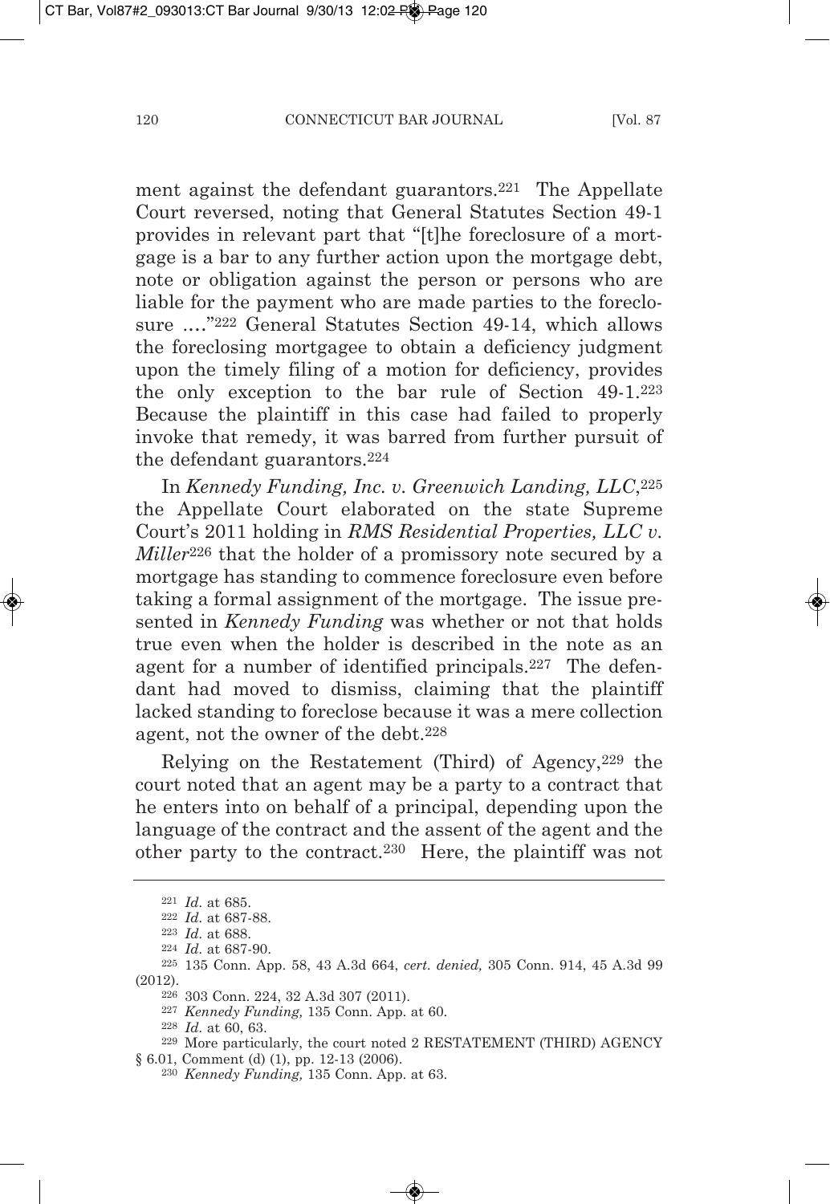ment against the defendant guarantors.[221] The Appellate Court reversed, noting that General Statutes Section 49-1 provides in relevant part that "[t]he foreclosure of a mortgage is a bar to any further action upon the mortgage debt, note or obligation against the person or persons who are liable for the payment who are made parties to the foreclosure ...."[222] General Statutes Section 49-14, which allows the foreclosing mortgagee to obtain a deficiency judgment upon the timely filing of a motion for deficiency, provides the only exception to the bar rule of Section 49-1.[223] Because the plaintiff in this case had failed to properly invoke that remedy, it was barred from further pursuit of the defendant guarantors.[224]

In *Kennedy Funding, Inc. v. Greenwich Landing, LLC*,[225] the Appellate Court elaborated on the state Supreme Court's 2011 holding in *RMS Residential Properties, LLC v. Miller*[226] that the holder of a promissory note secured by a mortgage has standing to commence foreclosure even before taking a formal assignment of the mortgage. The issue presented in *Kennedy Funding* was whether or not that holds true even when the holder is described in the note as an agent for a number of identified principals.[227] The defendant had moved to dismiss, claiming that the plaintiff lacked standing to foreclose because it was a mere collection agent, not the owner of the debt.[228]

Relying on the Restatement (Third) of Agency,[229] the court noted that an agent may be a party to a contract that he enters into on behalf of a principal, depending upon the language of the contract and the assent of the agent and the other party to the contract.[230] Here, the plaintiff was not

---

[221] *Id.* at 685.

[222] *Id.* at 687-88.

[223] *Id.* at 688.

[224] *Id.* at 687-90.

[225] 135 Conn. App. 58, 43 A.3d 664, *cert. denied,* 305 Conn. 914, 45 A.3d 99 (2012).

[226] 303 Conn. 224, 32 A.3d 307 (2011).

[227] *Kennedy Funding,* 135 Conn. App. at 60.

[228] *Id.* at 60, 63.

[229] More particularly, the court noted 2 RESTATEMENT (THIRD) AGENCY § 6.01, Comment (d) (1), pp. 12-13 (2006).

[230] *Kennedy Funding,* 135 Conn. App. at 63.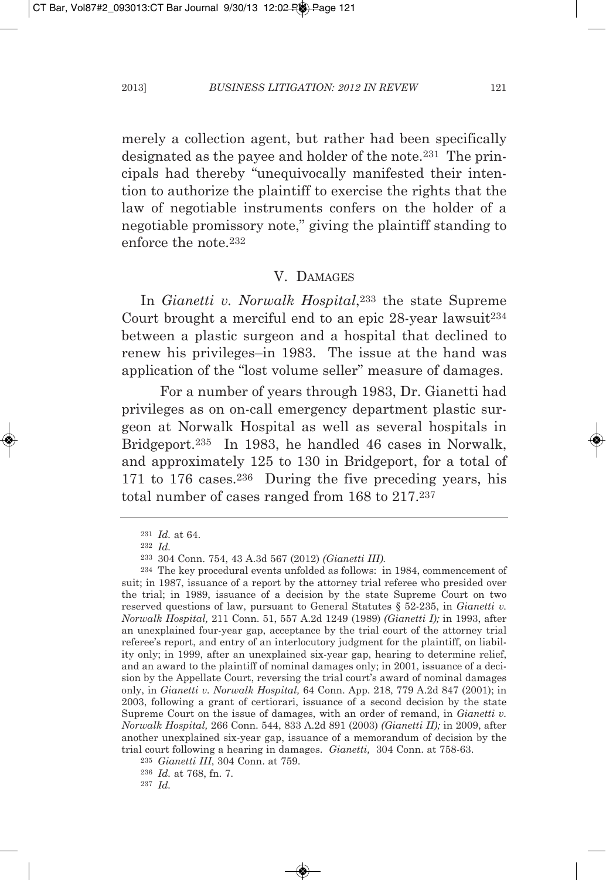merely a collection agent, but rather had been specifically designated as the payee and holder of the note.[231] The principals had thereby "unequivocally manifested their intention to authorize the plaintiff to exercise the rights that the law of negotiable instruments confers on the holder of a negotiable promissory note," giving the plaintiff standing to enforce the note.[232]

## V. Damages

In *Gianetti v. Norwalk Hospital*,[233] the state Supreme Court brought a merciful end to an epic 28-year lawsuit[234] between a plastic surgeon and a hospital that declined to renew his privileges–in 1983. The issue at the hand was application of the "lost volume seller" measure of damages.

For a number of years through 1983, Dr. Gianetti had privileges as on on-call emergency department plastic surgeon at Norwalk Hospital as well as several hospitals in Bridgeport.[235] In 1983, he handled 46 cases in Norwalk, and approximately 125 to 130 in Bridgeport, for a total of 171 to 176 cases.[236] During the five preceding years, his total number of cases ranged from 168 to 217.[237]

---

[231] *Id.* at 64.

[232] *Id.*

[233] 304 Conn. 754, 43 A.3d 567 (2012) *(Gianetti III).*

[234] The key procedural events unfolded as follows: in 1984, commencement of suit; in 1987, issuance of a report by the attorney trial referee who presided over the trial; in 1989, issuance of a decision by the state Supreme Court on two reserved questions of law, pursuant to General Statutes § 52-235, in *Gianetti v. Norwalk Hospital,* 211 Conn. 51, 557 A.2d 1249 (1989) *(Gianetti I);* in 1993, after an unexplained four-year gap, acceptance by the trial court of the attorney trial referee's report, and entry of an interlocutory judgment for the plaintiff, on liability only; in 1999, after an unexplained six-year gap, hearing to determine relief, and an award to the plaintiff of nominal damages only; in 2001, issuance of a decision by the Appellate Court, reversing the trial court's award of nominal damages only, in *Gianetti v. Norwalk Hospital,* 64 Conn. App. 218, 779 A.2d 847 (2001); in 2003, following a grant of certiorari, issuance of a second decision by the state Supreme Court on the issue of damages, with an order of remand, in *Gianetti v. Norwalk Hospital,* 266 Conn. 544, 833 A.2d 891 (2003) *(Gianetti II);* in 2009, after another unexplained six-year gap, issuance of a memorandum of decision by the trial court following a hearing in damages. *Gianetti,* 304 Conn. at 758-63.

[235] *Gianetti III*, 304 Conn. at 759.

[236] *Id.* at 768, fn. 7.

[237] *Id.*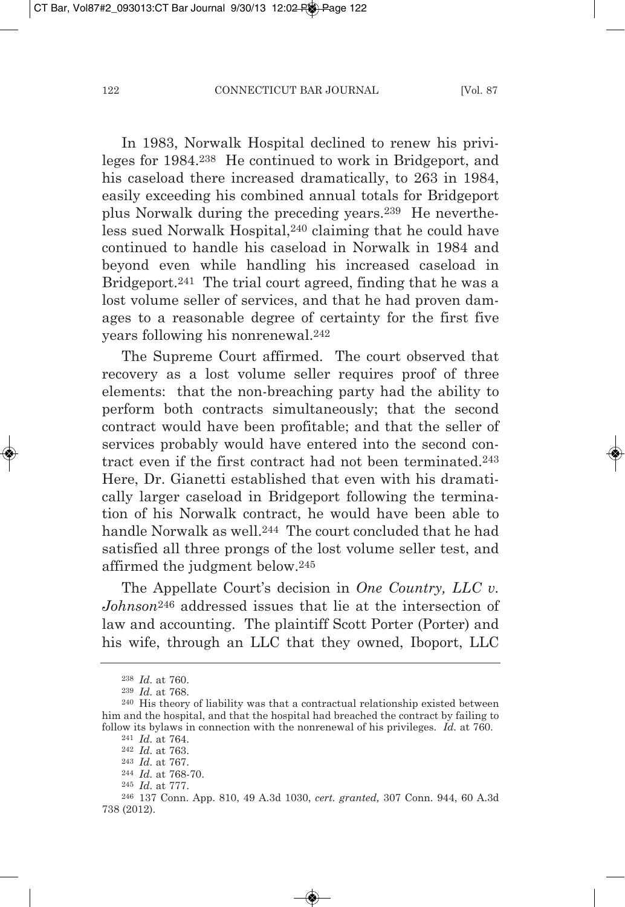In 1983, Norwalk Hospital declined to renew his privileges for 1984.[238] He continued to work in Bridgeport, and his caseload there increased dramatically, to 263 in 1984, easily exceeding his combined annual totals for Bridgeport plus Norwalk during the preceding years.[239] He nevertheless sued Norwalk Hospital,[240] claiming that he could have continued to handle his caseload in Norwalk in 1984 and beyond even while handling his increased caseload in Bridgeport.[241] The trial court agreed, finding that he was a lost volume seller of services, and that he had proven damages to a reasonable degree of certainty for the first five years following his nonrenewal.[242]

The Supreme Court affirmed. The court observed that recovery as a lost volume seller requires proof of three elements: that the non-breaching party had the ability to perform both contracts simultaneously; that the second contract would have been profitable; and that the seller of services probably would have entered into the second contract even if the first contract had not been terminated.[243] Here, Dr. Gianetti established that even with his dramatically larger caseload in Bridgeport following the termination of his Norwalk contract, he would have been able to handle Norwalk as well.[244] The court concluded that he had satisfied all three prongs of the lost volume seller test, and affirmed the judgment below.[245]

The Appellate Court's decision in *One Country, LLC v. Johnson*[246] addressed issues that lie at the intersection of law and accounting. The plaintiff Scott Porter (Porter) and his wife, through an LLC that they owned, Iboport, LLC

---

[238] *Id.* at 760.

[239] *Id.* at 768.

[240] His theory of liability was that a contractual relationship existed between him and the hospital, and that the hospital had breached the contract by failing to follow its bylaws in connection with the nonrenewal of his privileges. *Id.* at 760.

[241] *Id.* at 764.

[242] *Id.* at 763.

[243] *Id.* at 767.

[244] *Id.* at 768-70.

[245] *Id.* at 777.

[246] 137 Conn. App. 810, 49 A.3d 1030, *cert. granted,* 307 Conn. 944, 60 A.3d 738 (2012).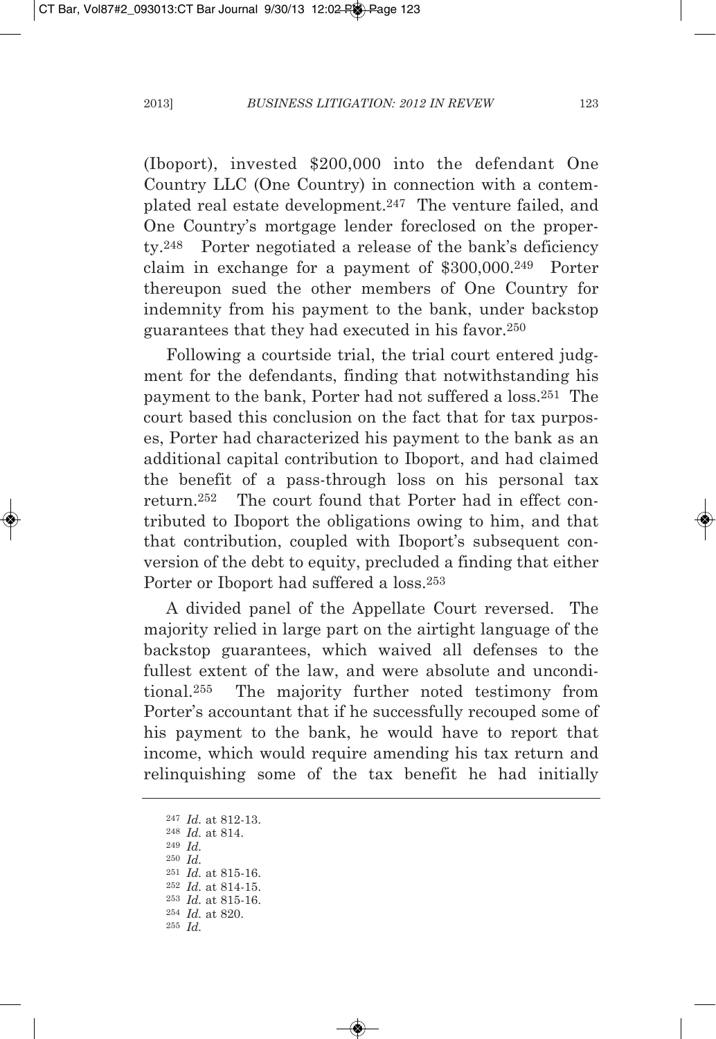(Iboport), invested $200,000 into the defendant One Country LLC (One Country) in connection with a contemplated real estate development.[247] The venture failed, and One Country's mortgage lender foreclosed on the property.[248] Porter negotiated a release of the bank's deficiency claim in exchange for a payment of $300,000.[249] Porter thereupon sued the other members of One Country for indemnity from his payment to the bank, under backstop guarantees that they had executed in his favor.[250]

Following a courtside trial, the trial court entered judgment for the defendants, finding that notwithstanding his payment to the bank, Porter had not suffered a loss.[251] The court based this conclusion on the fact that for tax purposes, Porter had characterized his payment to the bank as an additional capital contribution to Iboport, and had claimed the benefit of a pass-through loss on his personal tax return.[252] The court found that Porter had in effect contributed to Iboport the obligations owing to him, and that that contribution, coupled with Iboport's subsequent conversion of the debt to equity, precluded a finding that either Porter or Iboport had suffered a loss.[253]

A divided panel of the Appellate Court reversed. The majority relied in large part on the airtight language of the backstop guarantees, which waived all defenses to the fullest extent of the law, and were absolute and unconditional.[255] The majority further noted testimony from Porter's accountant that if he successfully recouped some of his payment to the bank, he would have to report that income, which would require amending his tax return and relinquishing some of the tax benefit he had initially

---

[247] *Id.* at 812-13.
[248] *Id.* at 814.
[249] *Id.*
[250] *Id.*
[251] *Id.* at 815-16.
[252] *Id.* at 814-15.
[253] *Id.* at 815-16.
[254] *Id.* at 820.
[255] *Id.*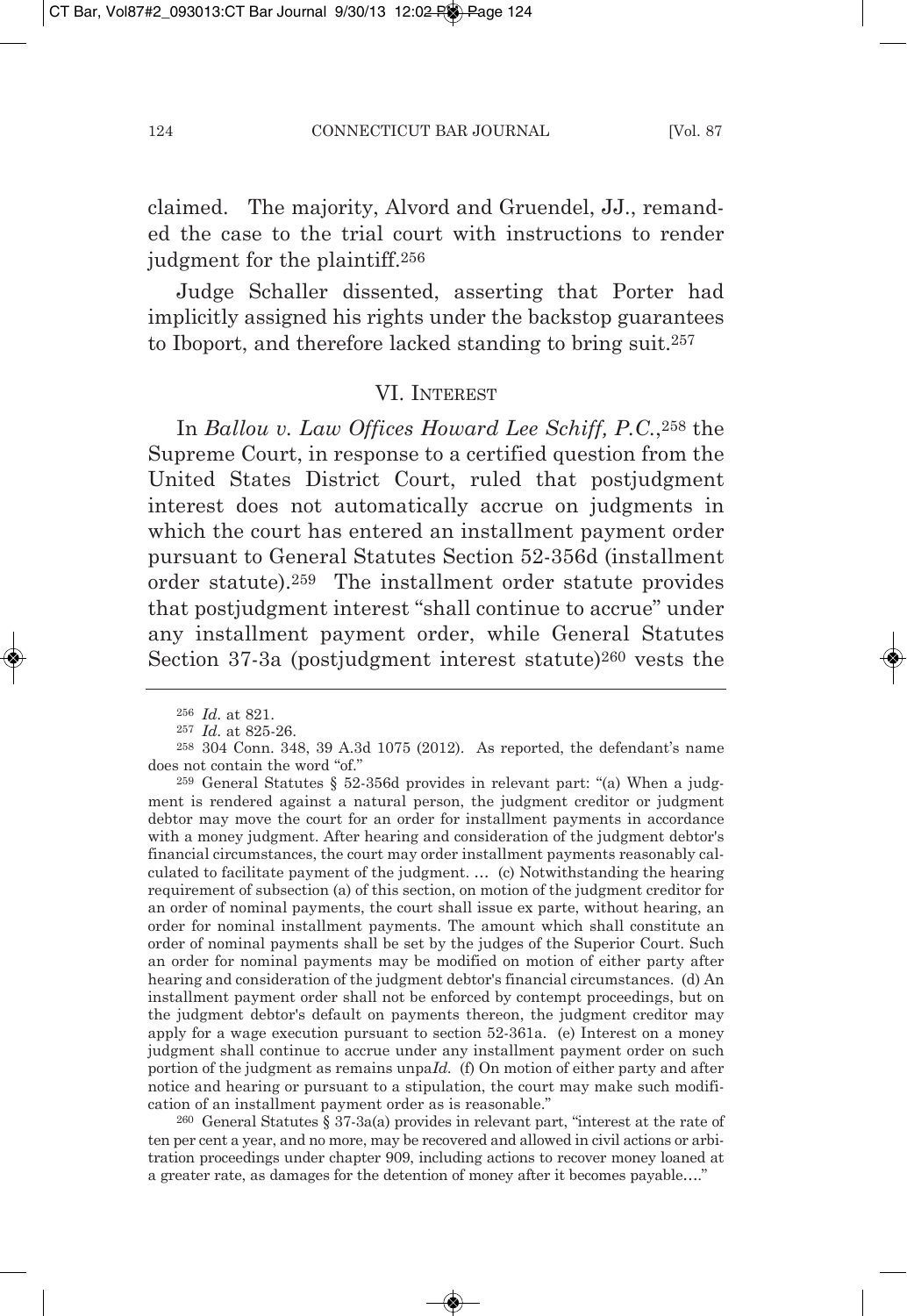claimed. The majority, Alvord and Gruendel, JJ., remanded the case to the trial court with instructions to render judgment for the plaintiff.[256]

Judge Schaller dissented, asserting that Porter had implicitly assigned his rights under the backstop guarantees to Iboport, and therefore lacked standing to bring suit.[257]

## VI. Interest

In *Ballou v. Law Offices Howard Lee Schiff, P.C.*,[258] the Supreme Court, in response to a certified question from the United States District Court, ruled that postjudgment interest does not automatically accrue on judgments in which the court has entered an installment payment order pursuant to General Statutes Section 52-356d (installment order statute).[259] The installment order statute provides that postjudgment interest "shall continue to accrue" under any installment payment order, while General Statutes Section 37-3a (postjudgment interest statute)[260] vests the

---

[256] *Id.* at 821.

[257] *Id.* at 825-26.

[258] 304 Conn. 348, 39 A.3d 1075 (2012). As reported, the defendant's name does not contain the word "of."

[259] General Statutes § 52-356d provides in relevant part: "(a) When a judgment is rendered against a natural person, the judgment creditor or judgment debtor may move the court for an order for installment payments in accordance with a money judgment. After hearing and consideration of the judgment debtor's financial circumstances, the court may order installment payments reasonably calculated to facilitate payment of the judgment. … (c) Notwithstanding the hearing requirement of subsection (a) of this section, on motion of the judgment creditor for an order of nominal payments, the court shall issue ex parte, without hearing, an order for nominal installment payments. The amount which shall constitute an order of nominal payments shall be set by the judges of the Superior Court. Such an order for nominal payments may be modified on motion of either party after hearing and consideration of the judgment debtor's financial circumstances. (d) An installment payment order shall not be enforced by contempt proceedings, but on the judgment debtor's default on payments thereon, the judgment creditor may apply for a wage execution pursuant to section 52-361a. (e) Interest on a money judgment shall continue to accrue under any installment payment order on such portion of the judgment as remains unpa*Id.* (f) On motion of either party and after notice and hearing or pursuant to a stipulation, the court may make such modification of an installment payment order as is reasonable."

[260] General Statutes § 37-3a(a) provides in relevant part, "interest at the rate of ten per cent a year, and no more, may be recovered and allowed in civil actions or arbitration proceedings under chapter 909, including actions to recover money loaned at a greater rate, as damages for the detention of money after it becomes payable…."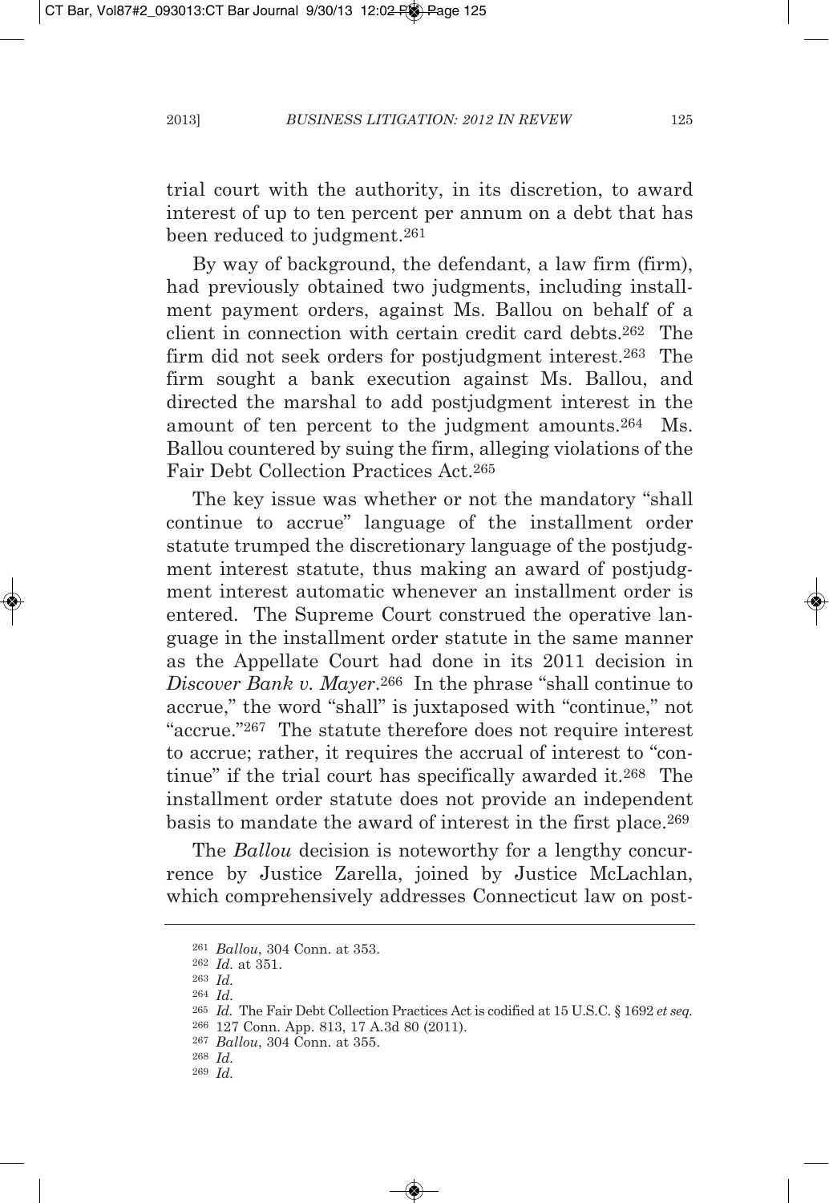trial court with the authority, in its discretion, to award interest of up to ten percent per annum on a debt that has been reduced to judgment.[261]

By way of background, the defendant, a law firm (firm), had previously obtained two judgments, including installment payment orders, against Ms. Ballou on behalf of a client in connection with certain credit card debts.[262] The firm did not seek orders for postjudgment interest.[263] The firm sought a bank execution against Ms. Ballou, and directed the marshal to add postjudgment interest in the amount of ten percent to the judgment amounts.[264] Ms. Ballou countered by suing the firm, alleging violations of the Fair Debt Collection Practices Act.[265]

The key issue was whether or not the mandatory "shall continue to accrue" language of the installment order statute trumped the discretionary language of the postjudgment interest statute, thus making an award of postjudgment interest automatic whenever an installment order is entered. The Supreme Court construed the operative language in the installment order statute in the same manner as the Appellate Court had done in its 2011 decision in *Discover Bank v. Mayer*.[266] In the phrase "shall continue to accrue," the word "shall" is juxtaposed with "continue," not "accrue."[267] The statute therefore does not require interest to accrue; rather, it requires the accrual of interest to "continue" if the trial court has specifically awarded it.[268] The installment order statute does not provide an independent basis to mandate the award of interest in the first place.[269]

The *Ballou* decision is noteworthy for a lengthy concurrence by Justice Zarella, joined by Justice McLachlan, which comprehensively addresses Connecticut law on post-

---

[261] *Ballou*, 304 Conn. at 353.

[262] *Id.* at 351.

[263] *Id.*

[264] *Id.*

[265] *Id.* The Fair Debt Collection Practices Act is codified at 15 U.S.C. § 1692 *et seq.*

[266] 127 Conn. App. 813, 17 A.3d 80 (2011).

[267] *Ballou*, 304 Conn. at 355.

[268] *Id.*

[269] *Id.*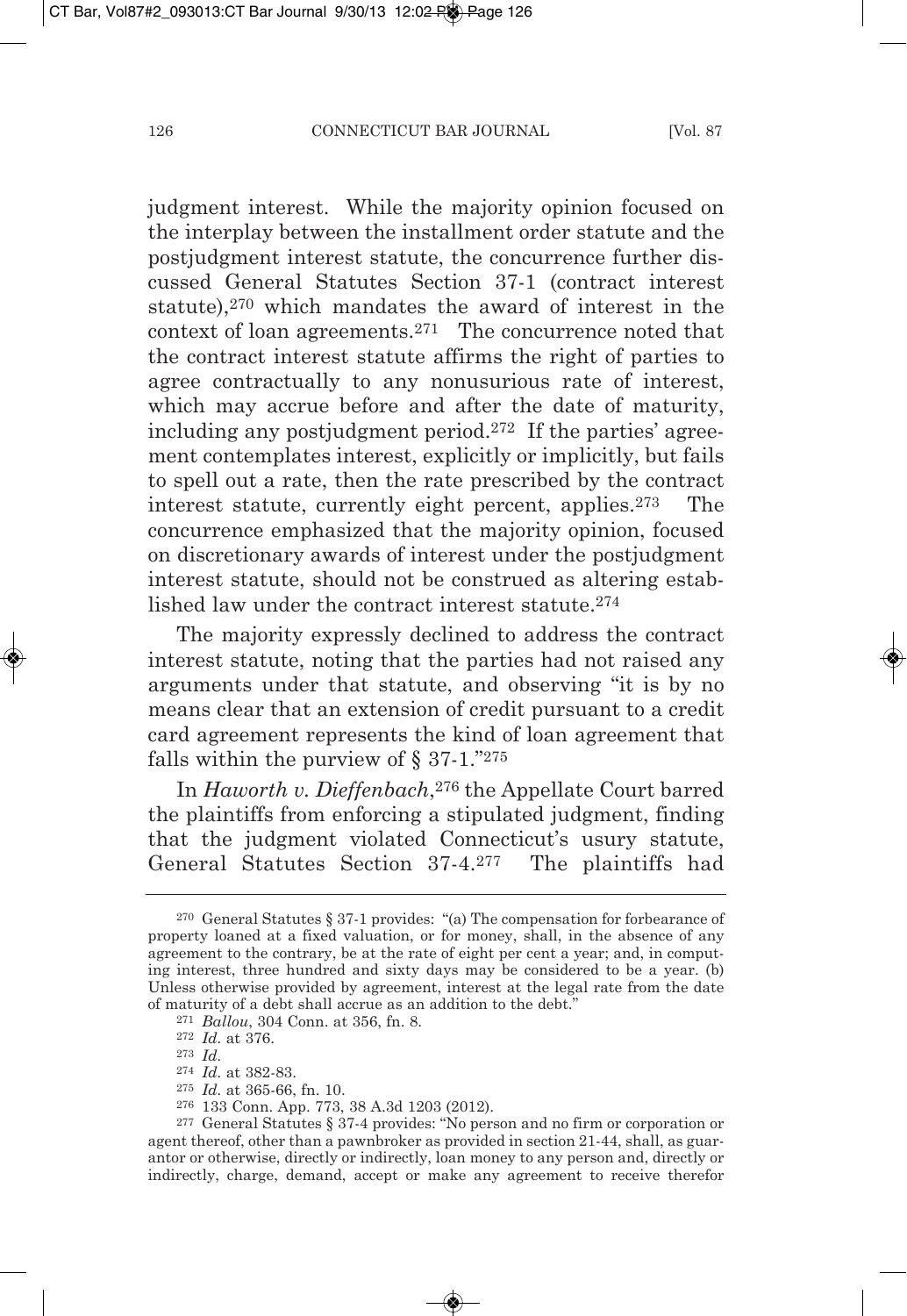judgment interest. While the majority opinion focused on the interplay between the installment order statute and the postjudgment interest statute, the concurrence further discussed General Statutes Section 37-1 (contract interest statute),[270] which mandates the award of interest in the context of loan agreements.[271] The concurrence noted that the contract interest statute affirms the right of parties to agree contractually to any nonusurious rate of interest, which may accrue before and after the date of maturity, including any postjudgment period.[272] If the parties' agreement contemplates interest, explicitly or implicitly, but fails to spell out a rate, then the rate prescribed by the contract interest statute, currently eight percent, applies.[273] The concurrence emphasized that the majority opinion, focused on discretionary awards of interest under the postjudgment interest statute, should not be construed as altering established law under the contract interest statute.[274]

The majority expressly declined to address the contract interest statute, noting that the parties had not raised any arguments under that statute, and observing "it is by no means clear that an extension of credit pursuant to a credit card agreement represents the kind of loan agreement that falls within the purview of § 37-1."[275]

In *Haworth v. Dieffenbach*,[276] the Appellate Court barred the plaintiffs from enforcing a stipulated judgment, finding that the judgment violated Connecticut's usury statute, General Statutes Section 37-4.[277] The plaintiffs had

---

[270] General Statutes § 37-1 provides: "(a) The compensation for forbearance of property loaned at a fixed valuation, or for money, shall, in the absence of any agreement to the contrary, be at the rate of eight per cent a year; and, in computing interest, three hundred and sixty days may be considered to be a year. (b) Unless otherwise provided by agreement, interest at the legal rate from the date of maturity of a debt shall accrue as an addition to the debt."

[271] *Ballou*, 304 Conn. at 356, fn. 8.

[272] *Id.* at 376.

[273] *Id.*

[274] *Id.* at 382-83.

[275] *Id.* at 365-66, fn. 10.

[276] 133 Conn. App. 773, 38 A.3d 1203 (2012).

[277] General Statutes § 37-4 provides: "No person and no firm or corporation or agent thereof, other than a pawnbroker as provided in section 21-44, shall, as guarantor or otherwise, directly or indirectly, loan money to any person and, directly or indirectly, charge, demand, accept or make any agreement to receive therefor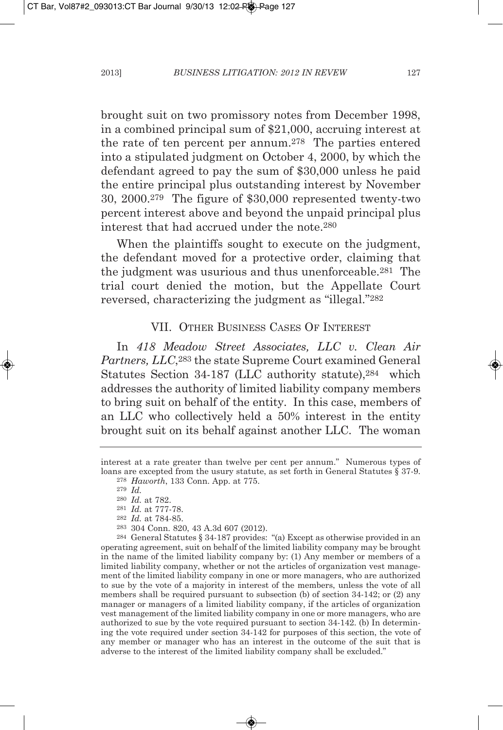brought suit on two promissory notes from December 1998, in a combined principal sum of $21,000, accruing interest at the rate of ten percent per annum.[278] The parties entered into a stipulated judgment on October 4, 2000, by which the defendant agreed to pay the sum of $30,000 unless he paid the entire principal plus outstanding interest by November 30, 2000.[279] The figure of $30,000 represented twenty-two percent interest above and beyond the unpaid principal plus interest that had accrued under the note.[280]

When the plaintiffs sought to execute on the judgment, the defendant moved for a protective order, claiming that the judgment was usurious and thus unenforceable.[281] The trial court denied the motion, but the Appellate Court reversed, characterizing the judgment as "illegal."[282]

## VII. Other Business Cases Of Interest

In *418 Meadow Street Associates, LLC v. Clean Air Partners, LLC*,[283] the state Supreme Court examined General Statutes Section 34-187 (LLC authority statute),[284] which addresses the authority of limited liability company members to bring suit on behalf of the entity. In this case, members of an LLC who collectively held a 50% interest in the entity brought suit on its behalf against another LLC. The woman

---

interest at a rate greater than twelve per cent per annum." Numerous types of loans are excepted from the usury statute, as set forth in General Statutes § 37-9.

[278] *Haworth*, 133 Conn. App. at 775.

[279] *Id.*

[280] *Id.* at 782.

[281] *Id.* at 777-78.

[282] *Id.* at 784-85.

[283] 304 Conn. 820, 43 A.3d 607 (2012).

[284] General Statutes § 34-187 provides: "(a) Except as otherwise provided in an operating agreement, suit on behalf of the limited liability company may be brought in the name of the limited liability company by: (1) Any member or members of a limited liability company, whether or not the articles of organization vest management of the limited liability company in one or more managers, who are authorized to sue by the vote of a majority in interest of the members, unless the vote of all members shall be required pursuant to subsection (b) of section 34-142; or (2) any manager or managers of a limited liability company, if the articles of organization vest management of the limited liability company in one or more managers, who are authorized to sue by the vote required pursuant to section 34-142. (b) In determining the vote required under section 34-142 for purposes of this section, the vote of any member or manager who has an interest in the outcome of the suit that is adverse to the interest of the limited liability company shall be excluded."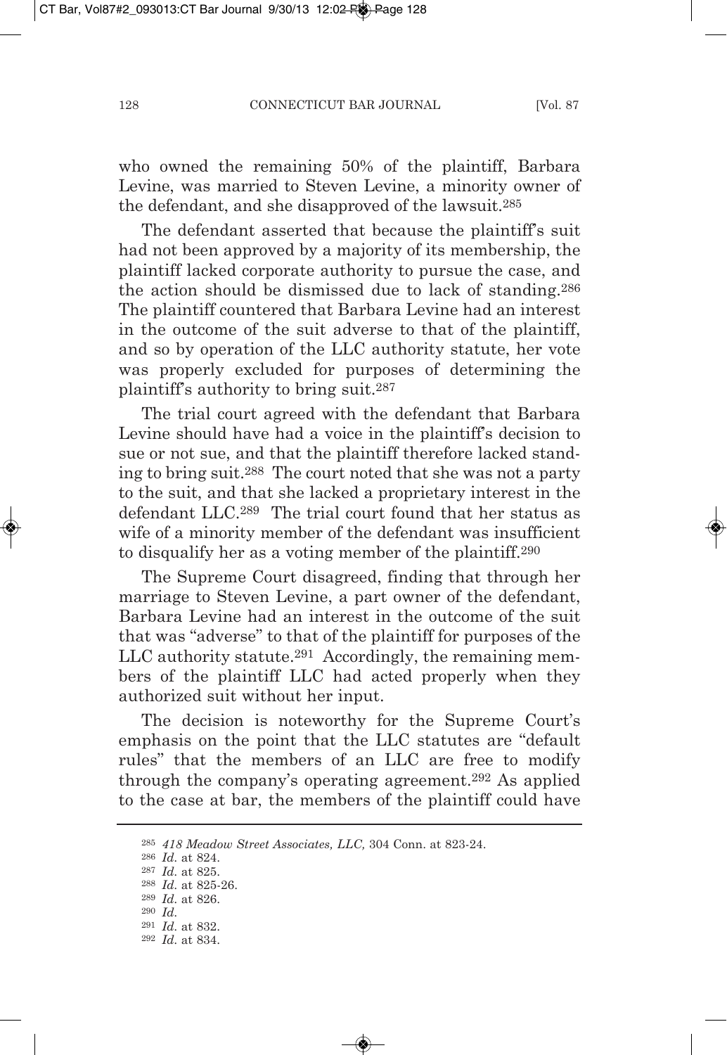who owned the remaining 50% of the plaintiff, Barbara Levine, was married to Steven Levine, a minority owner of the defendant, and she disapproved of the lawsuit.[285]

The defendant asserted that because the plaintiff's suit had not been approved by a majority of its membership, the plaintiff lacked corporate authority to pursue the case, and the action should be dismissed due to lack of standing.[286] The plaintiff countered that Barbara Levine had an interest in the outcome of the suit adverse to that of the plaintiff, and so by operation of the LLC authority statute, her vote was properly excluded for purposes of determining the plaintiff's authority to bring suit.[287]

The trial court agreed with the defendant that Barbara Levine should have had a voice in the plaintiff's decision to sue or not sue, and that the plaintiff therefore lacked standing to bring suit.[288] The court noted that she was not a party to the suit, and that she lacked a proprietary interest in the defendant LLC.[289] The trial court found that her status as wife of a minority member of the defendant was insufficient to disqualify her as a voting member of the plaintiff.[290]

The Supreme Court disagreed, finding that through her marriage to Steven Levine, a part owner of the defendant, Barbara Levine had an interest in the outcome of the suit that was "adverse" to that of the plaintiff for purposes of the LLC authority statute.[291] Accordingly, the remaining members of the plaintiff LLC had acted properly when they authorized suit without her input.

The decision is noteworthy for the Supreme Court's emphasis on the point that the LLC statutes are "default rules" that the members of an LLC are free to modify through the company's operating agreement.[292] As applied to the case at bar, the members of the plaintiff could have

---

[285] *418 Meadow Street Associates, LLC,* 304 Conn. at 823-24.

[286] *Id.* at 824.

[287] *Id.* at 825.

[288] *Id.* at 825-26.

[289] *Id.* at 826.

[290] *Id.*

[291] *Id.* at 832.

[292] *Id.* at 834.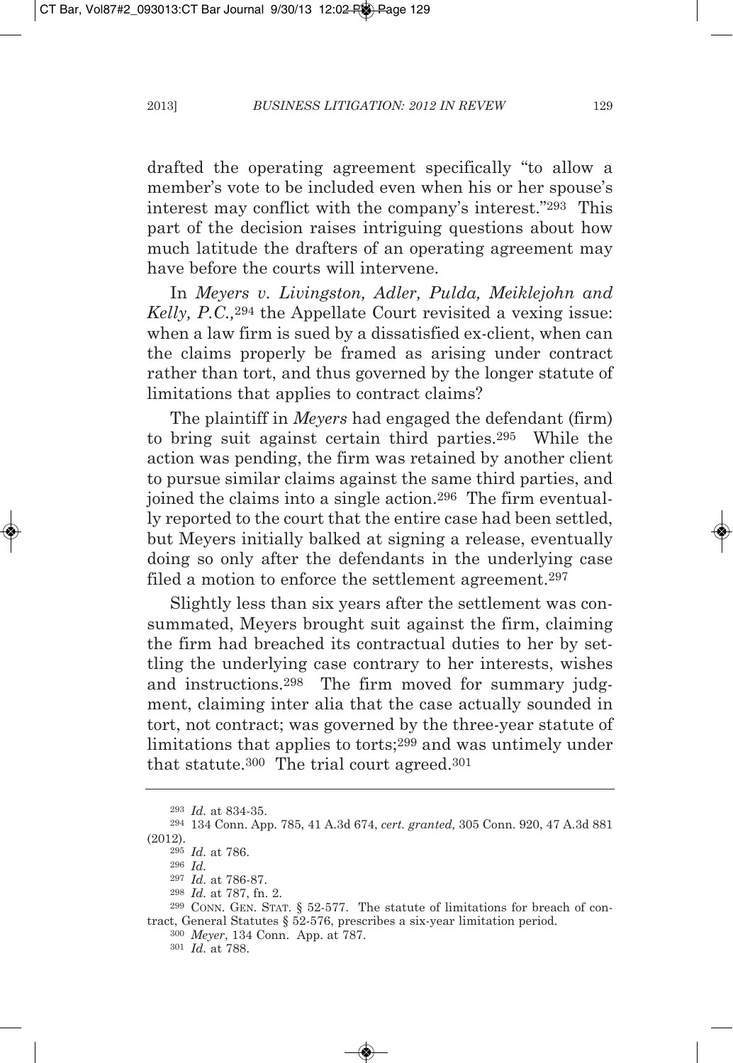drafted the operating agreement specifically "to allow a member's vote to be included even when his or her spouse's interest may conflict with the company's interest."[293] This part of the decision raises intriguing questions about how much latitude the drafters of an operating agreement may have before the courts will intervene.

In *Meyers v. Livingston, Adler, Pulda, Meiklejohn and Kelly, P.C.,*[294] the Appellate Court revisited a vexing issue: when a law firm is sued by a dissatisfied ex-client, when can the claims properly be framed as arising under contract rather than tort, and thus governed by the longer statute of limitations that applies to contract claims?

The plaintiff in *Meyers* had engaged the defendant (firm) to bring suit against certain third parties.[295] While the action was pending, the firm was retained by another client to pursue similar claims against the same third parties, and joined the claims into a single action.[296] The firm eventually reported to the court that the entire case had been settled, but Meyers initially balked at signing a release, eventually doing so only after the defendants in the underlying case filed a motion to enforce the settlement agreement.[297]

Slightly less than six years after the settlement was consummated, Meyers brought suit against the firm, claiming the firm had breached its contractual duties to her by settling the underlying case contrary to her interests, wishes and instructions.[298] The firm moved for summary judgment, claiming inter alia that the case actually sounded in tort, not contract; was governed by the three-year statute of limitations that applies to torts;[299] and was untimely under that statute.[300] The trial court agreed.[301]

---

[293] *Id.* at 834-35.

[294] 134 Conn. App. 785, 41 A.3d 674, *cert. granted,* 305 Conn. 920, 47 A.3d 881 (2012).

[295] *Id.* at 786.

[296] *Id.*

[297] *Id.* at 786-87.

[298] *Id.* at 787, fn. 2.

[299] CONN. GEN. STAT. § 52-577. The statute of limitations for breach of contract, General Statutes § 52-576, prescribes a six-year limitation period.

[300] *Meyer*, 134 Conn. App. at 787.

[301] *Id.* at 788.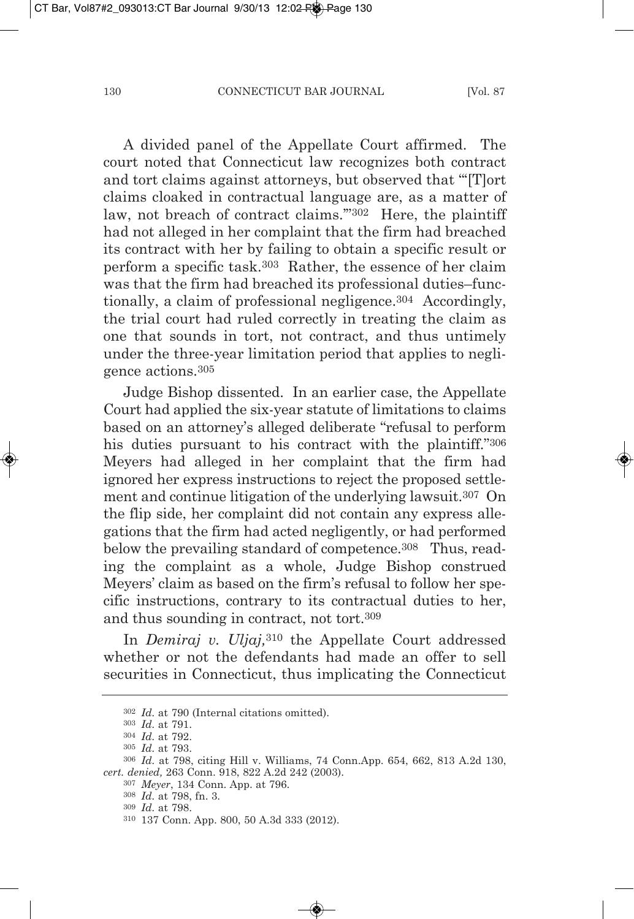A divided panel of the Appellate Court affirmed. The court noted that Connecticut law recognizes both contract and tort claims against attorneys, but observed that "'[T]ort claims cloaked in contractual language are, as a matter of law, not breach of contract claims.'"[302] Here, the plaintiff had not alleged in her complaint that the firm had breached its contract with her by failing to obtain a specific result or perform a specific task.[303] Rather, the essence of her claim was that the firm had breached its professional duties–functionally, a claim of professional negligence.[304] Accordingly, the trial court had ruled correctly in treating the claim as one that sounds in tort, not contract, and thus untimely under the three-year limitation period that applies to negligence actions.[305]

Judge Bishop dissented. In an earlier case, the Appellate Court had applied the six-year statute of limitations to claims based on an attorney's alleged deliberate "refusal to perform his duties pursuant to his contract with the plaintiff."[306] Meyers had alleged in her complaint that the firm had ignored her express instructions to reject the proposed settlement and continue litigation of the underlying lawsuit.[307] On the flip side, her complaint did not contain any express allegations that the firm had acted negligently, or had performed below the prevailing standard of competence.[308] Thus, reading the complaint as a whole, Judge Bishop construed Meyers' claim as based on the firm's refusal to follow her specific instructions, contrary to its contractual duties to her, and thus sounding in contract, not tort.[309]

In *Demiraj v. Uljaj,*[310] the Appellate Court addressed whether or not the defendants had made an offer to sell securities in Connecticut, thus implicating the Connecticut

---

[302] *Id.* at 790 (Internal citations omitted).

[303] *Id.* at 791.

[304] *Id.* at 792.

[305] *Id.* at 793.

[306] *Id.* at 798, citing Hill v. Williams, 74 Conn.App. 654, 662, 813 A.2d 130, *cert. denied,* 263 Conn. 918, 822 A.2d 242 (2003).

[307] *Meyer*, 134 Conn. App. at 796.

[308] *Id.* at 798, fn. 3.

[309] *Id.* at 798.

[310] 137 Conn. App. 800, 50 A.3d 333 (2012).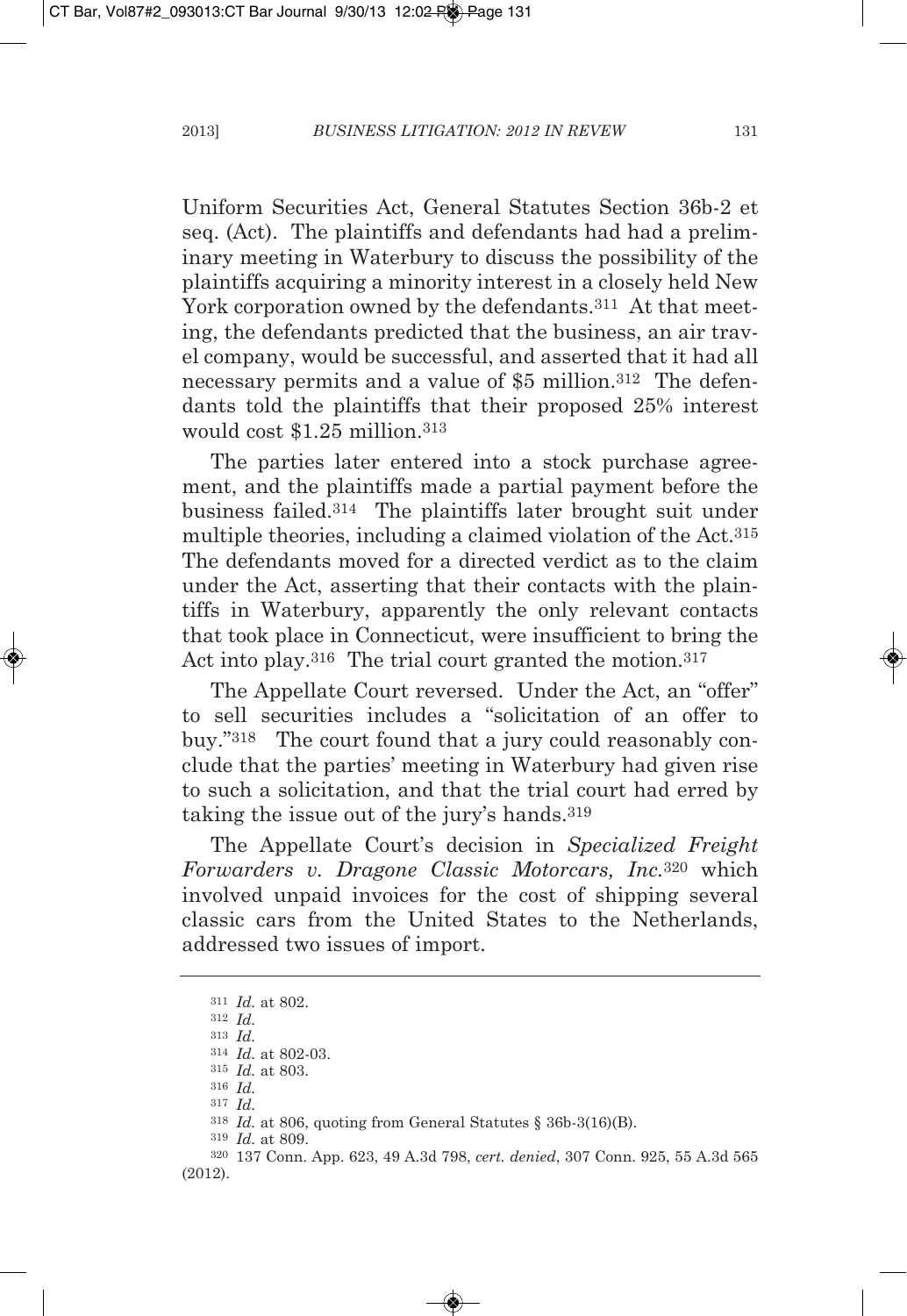Uniform Securities Act, General Statutes Section 36b-2 et seq. (Act). The plaintiffs and defendants had had a preliminary meeting in Waterbury to discuss the possibility of the plaintiffs acquiring a minority interest in a closely held New York corporation owned by the defendants.[311] At that meeting, the defendants predicted that the business, an air travel company, would be successful, and asserted that it had all necessary permits and a value of $5 million.[312] The defendants told the plaintiffs that their proposed 25% interest would cost $1.25 million.[313]

The parties later entered into a stock purchase agreement, and the plaintiffs made a partial payment before the business failed.[314] The plaintiffs later brought suit under multiple theories, including a claimed violation of the Act.[315] The defendants moved for a directed verdict as to the claim under the Act, asserting that their contacts with the plaintiffs in Waterbury, apparently the only relevant contacts that took place in Connecticut, were insufficient to bring the Act into play.[316] The trial court granted the motion.[317]

The Appellate Court reversed. Under the Act, an "offer" to sell securities includes a "solicitation of an offer to buy."[318] The court found that a jury could reasonably conclude that the parties' meeting in Waterbury had given rise to such a solicitation, and that the trial court had erred by taking the issue out of the jury's hands.[319]

The Appellate Court's decision in *Specialized Freight Forwarders v. Dragone Classic Motorcars, Inc.*[320] which involved unpaid invoices for the cost of shipping several classic cars from the United States to the Netherlands, addressed two issues of import.

---

[311] *Id.* at 802.

[312] *Id.*

[313] *Id.*

[314] *Id.* at 802-03.

[315] *Id.* at 803.

[316] *Id.*

[317] *Id.*

[318] *Id.* at 806, quoting from General Statutes § 36b-3(16)(B).

[319] *Id.* at 809.

[320] 137 Conn. App. 623, 49 A.3d 798, *cert. denied*, 307 Conn. 925, 55 A.3d 565 (2012).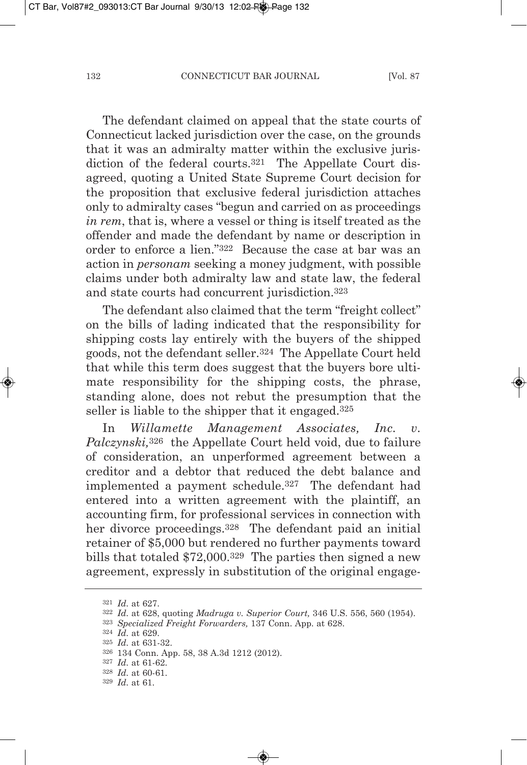The defendant claimed on appeal that the state courts of Connecticut lacked jurisdiction over the case, on the grounds that it was an admiralty matter within the exclusive jurisdiction of the federal courts.[321] The Appellate Court disagreed, quoting a United State Supreme Court decision for the proposition that exclusive federal jurisdiction attaches only to admiralty cases "begun and carried on as proceedings *in rem*, that is, where a vessel or thing is itself treated as the offender and made the defendant by name or description in order to enforce a lien."[322] Because the case at bar was an action in *personam* seeking a money judgment, with possible claims under both admiralty law and state law, the federal and state courts had concurrent jurisdiction.[323]

The defendant also claimed that the term "freight collect" on the bills of lading indicated that the responsibility for shipping costs lay entirely with the buyers of the shipped goods, not the defendant seller.[324] The Appellate Court held that while this term does suggest that the buyers bore ultimate responsibility for the shipping costs, the phrase, standing alone, does not rebut the presumption that the seller is liable to the shipper that it engaged.[325]

In *Willamette Management Associates, Inc. v. Palczynski,*[326] the Appellate Court held void, due to failure of consideration, an unperformed agreement between a creditor and a debtor that reduced the debt balance and implemented a payment schedule.[327] The defendant had entered into a written agreement with the plaintiff, an accounting firm, for professional services in connection with her divorce proceedings.[328] The defendant paid an initial retainer of $5,000 but rendered no further payments toward bills that totaled $72,000.[329] The parties then signed a new agreement, expressly in substitution of the original engage-

---

[321] *Id.* at 627.

[322] *Id.* at 628, quoting *Madruga v. Superior Court,* 346 U.S. 556, 560 (1954).

[323] *Specialized Freight Forwarders,* 137 Conn. App. at 628.

[324] *Id.* at 629.

[325] *Id.* at 631-32.

[326] 134 Conn. App. 58, 38 A.3d 1212 (2012).

[327] *Id.* at 61-62.

[328] *Id.* at 60-61.

[329] *Id.* at 61.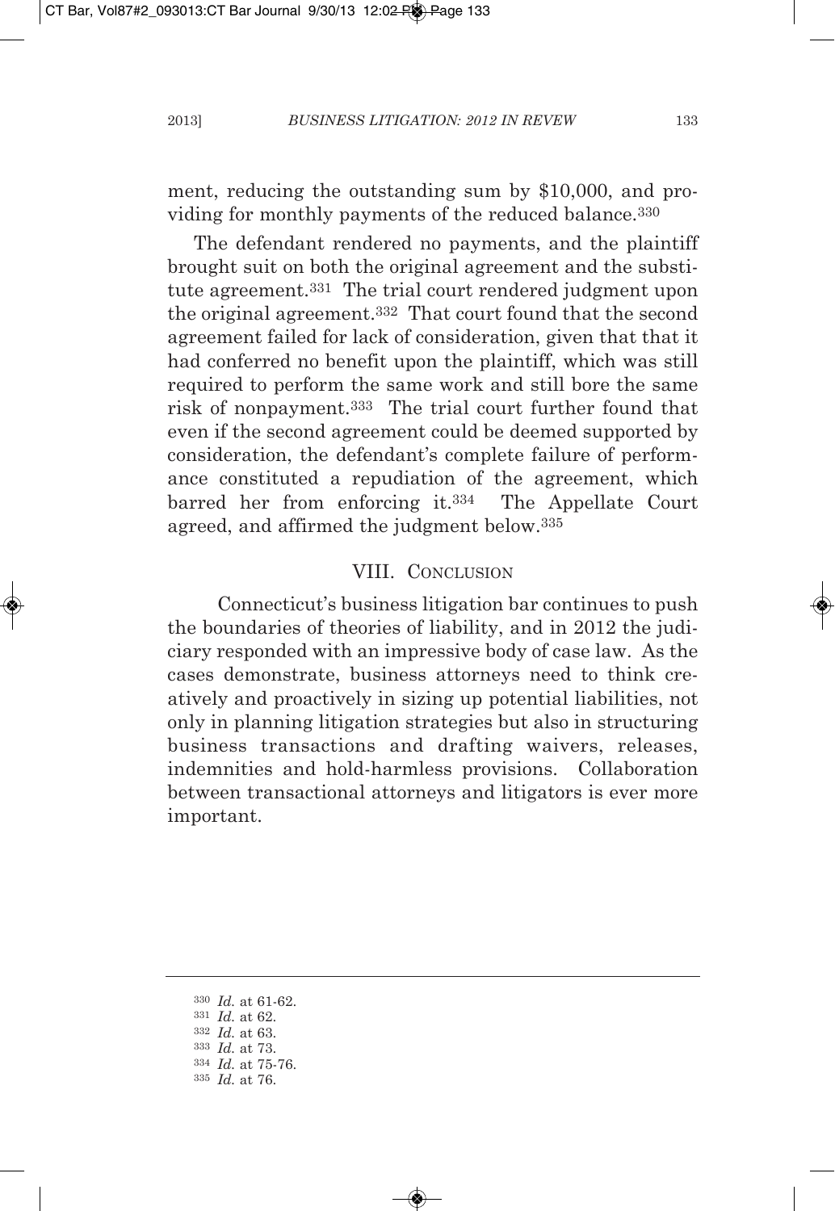ment, reducing the outstanding sum by $10,000, and providing for monthly payments of the reduced balance.[330]

The defendant rendered no payments, and the plaintiff brought suit on both the original agreement and the substitute agreement.[331] The trial court rendered judgment upon the original agreement.[332] That court found that the second agreement failed for lack of consideration, given that that it had conferred no benefit upon the plaintiff, which was still required to perform the same work and still bore the same risk of nonpayment.[333] The trial court further found that even if the second agreement could be deemed supported by consideration, the defendant's complete failure of performance constituted a repudiation of the agreement, which barred her from enforcing it.[334] The Appellate Court agreed, and affirmed the judgment below.[335]

## VIII. Conclusion

Connecticut's business litigation bar continues to push the boundaries of theories of liability, and in 2012 the judiciary responded with an impressive body of case law. As the cases demonstrate, business attorneys need to think creatively and proactively in sizing up potential liabilities, not only in planning litigation strategies but also in structuring business transactions and drafting waivers, releases, indemnities and hold-harmless provisions. Collaboration between transactional attorneys and litigators is ever more important.

---

[330] *Id.* at 61-62.
[331] *Id.* at 62.
[332] *Id.* at 63.
[333] *Id.* at 73.
[334] *Id.* at 75-76.
[335] *Id.* at 76.